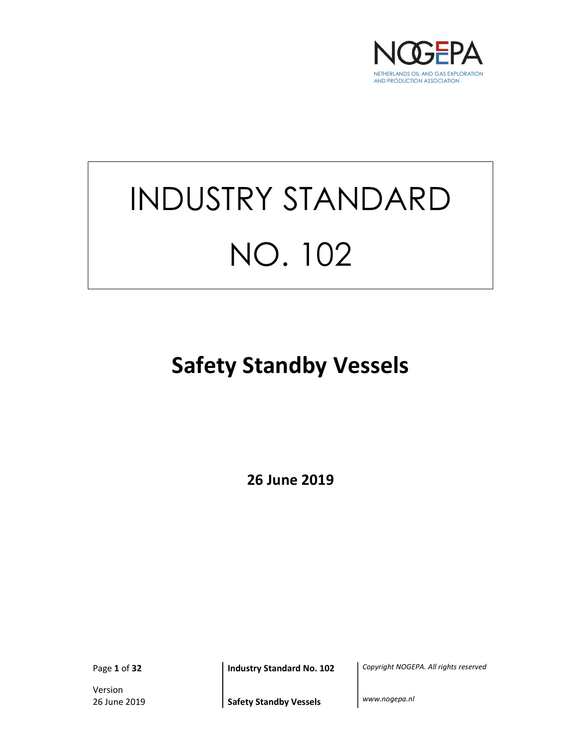NOGEPA

NETHERLANDS OIL AND GAS EXPLORATION AND PRODUCTION ASSOCIATION

# INDUSTRY STANDARD NO. 102

## Safety Standby Vessels

**26 June 2019**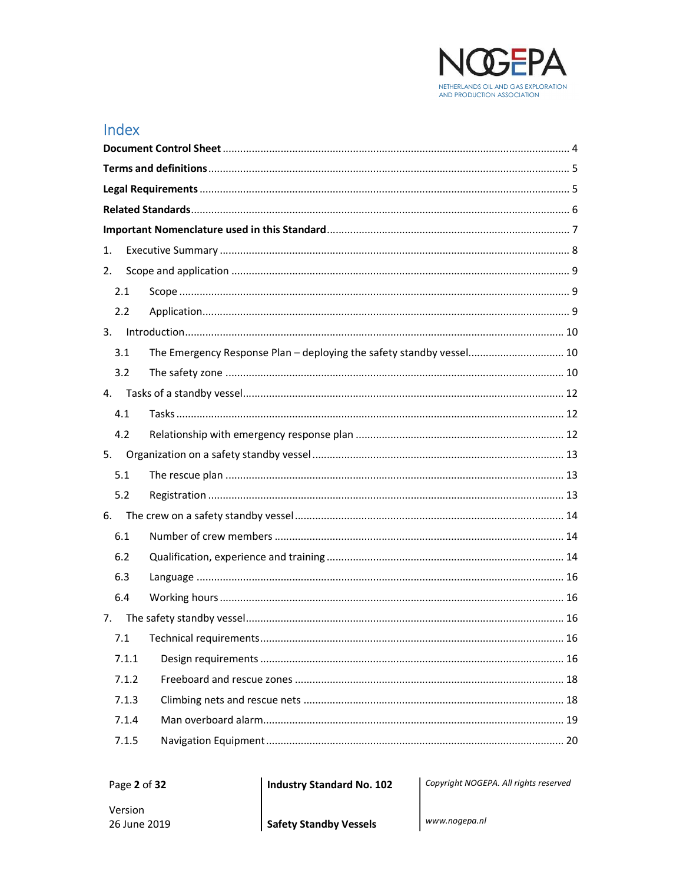# Index

**Document Control Sheet** ........................................................................................................ 4

**Terms and definitions** .............................................................................................................. 5

**Legal Requirements** ................................................................................................................ 5

**Related Standards** ................................................................................................................... 6

**Important Nomenclature used in this Standard** ..................................................................... 7

1. Executive Summary ........................................................................................................... 8

2. Scope and application ......................................................................................................... 9

   2.1 Scope ............................................................................................................................ 9

   2.2 Application ................................................................................................................... 9

3. Introduction ........................................................................................................................ 10

   3.1 The Emergency Response Plan – deploying the safety standby vessel ......................... 10

   3.2 The safety zone ........................................................................................................... 10

4. Tasks of a standby vessel .................................................................................................... 12

   4.1 Tasks ........................................................................................................................... 12

   4.2 Relationship with emergency response plan ................................................................ 12

5. Organization on a safety standby vessel ............................................................................ 13

   5.1 The rescue plan ........................................................................................................... 13

   5.2 Registration ................................................................................................................ 13

6. The crew on a safety standby vessel .................................................................................. 14

   6.1 Number of crew members ........................................................................................... 14

   6.2 Qualification, experience and training ......................................................................... 14

   6.3 Language ..................................................................................................................... 16

   6.4 Working hours ............................................................................................................. 16

7. The safety standby vessel ................................................................................................... 16

   7.1 Technical requirements ............................................................................................... 16

   7.1.1 Design requirements ................................................................................................ 16

   7.1.2 Freeboard and rescue zones ..................................................................................... 18

   7.1.3 Climbing nets and rescue nets .................................................................................. 18

   7.1.4 Man overboard alarm ............................................................................................... 19

   7.1.5 Navigation Equipment .............................................................................................. 20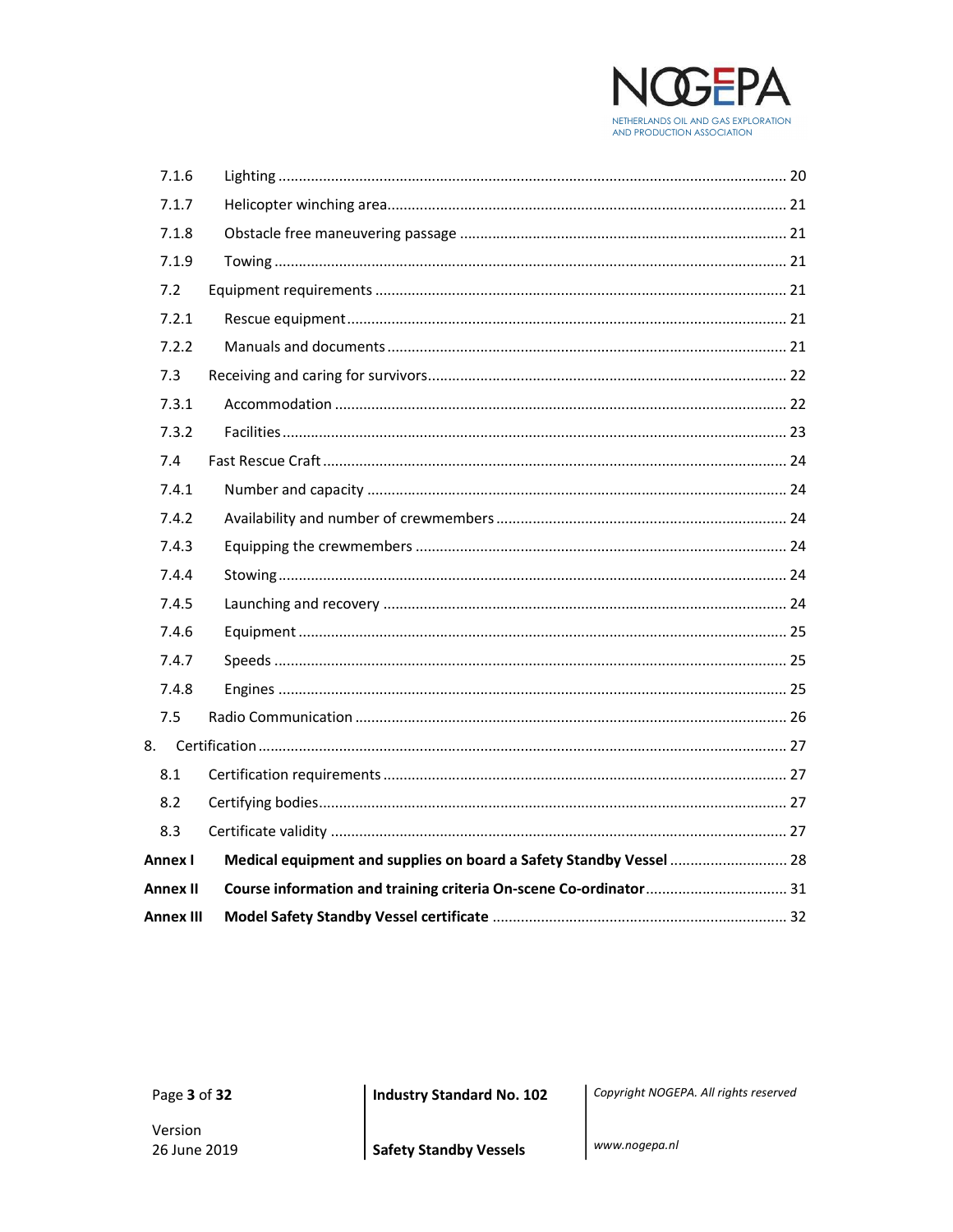7.1.6 Lighting ... 20

7.1.7 Helicopter winching area ... 21

7.1.8 Obstacle free maneuvering passage ... 21

7.1.9 Towing ... 21

7.2 Equipment requirements ... 21

7.2.1 Rescue equipment ... 21

7.2.2 Manuals and documents ... 21

7.3 Receiving and caring for survivors ... 22

7.3.1 Accommodation ... 22

7.3.2 Facilities ... 23

7.4 Fast Rescue Craft ... 24

7.4.1 Number and capacity ... 24

7.4.2 Availability and number of crewmembers ... 24

7.4.3 Equipping the crewmembers ... 24

7.4.4 Stowing ... 24

7.4.5 Launching and recovery ... 24

7.4.6 Equipment ... 25

7.4.7 Speeds ... 25

7.4.8 Engines ... 25

7.5 Radio Communication ... 26

8. Certification ... 27

8.1 Certification requirements ... 27

8.2 Certifying bodies ... 27

8.3 Certificate validity ... 27

**Annex I Medical equipment and supplies on board a Safety Standby Vessel** ... 28

**Annex II Course information and training criteria On-scene Co-ordinator** ... 31

**Annex III Model Safety Standby Vessel certificate** ... 32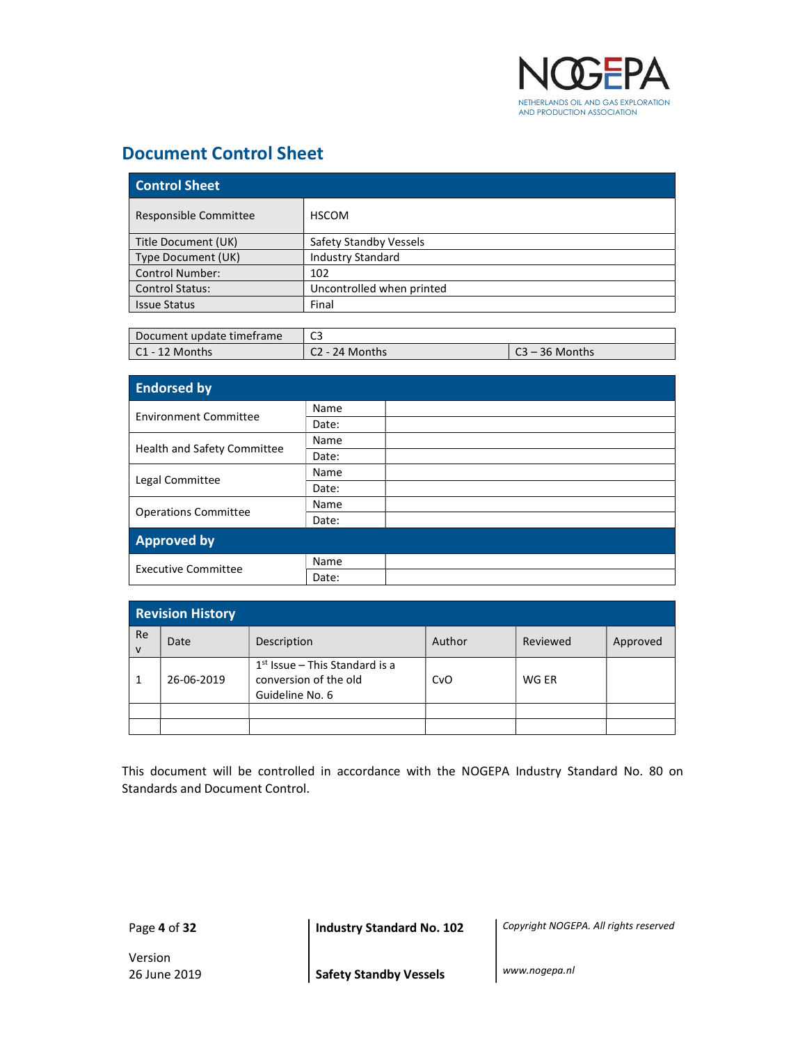# Document Control Sheet

| Control Sheet | | |
|---|---|---|
| Responsible Committee | HSCOM | |
| Title Document (UK) | Safety Standby Vessels | |
| Type Document (UK) | Industry Standard | |
| Control Number: | 102 | |
| Control Status: | Uncontrolled when printed | |
| Issue Status | Final | |

| Document update timeframe | C3 | |
|---|---|---|
| C1 - 12 Months | C2 - 24 Months | C3 – 36 Months |

| Endorsed by | | |
|---|---|---|
| Environment Committee | Name | |
| | Date: | |
| Health and Safety Committee | Name | |
| | Date: | |
| Legal Committee | Name | |
| | Date: | |
| Operations Committee | Name | |
| | Date: | |
| **Approved by** | | |
| Executive Committee | Name | |
| | Date: | |

| Revision History | | | | | |
|---|---|---|---|---|---|
| Rev | Date | Description | Author | Reviewed | Approved |
| 1 | 26-06-2019 | 1st Issue – This Standard is a conversion of the old Guideline No. 6 | CvO | WG ER | |
| | | | | | |
| | | | | | |

This document will be controlled in accordance with the NOGEPA Industry Standard No. 80 on Standards and Document Control.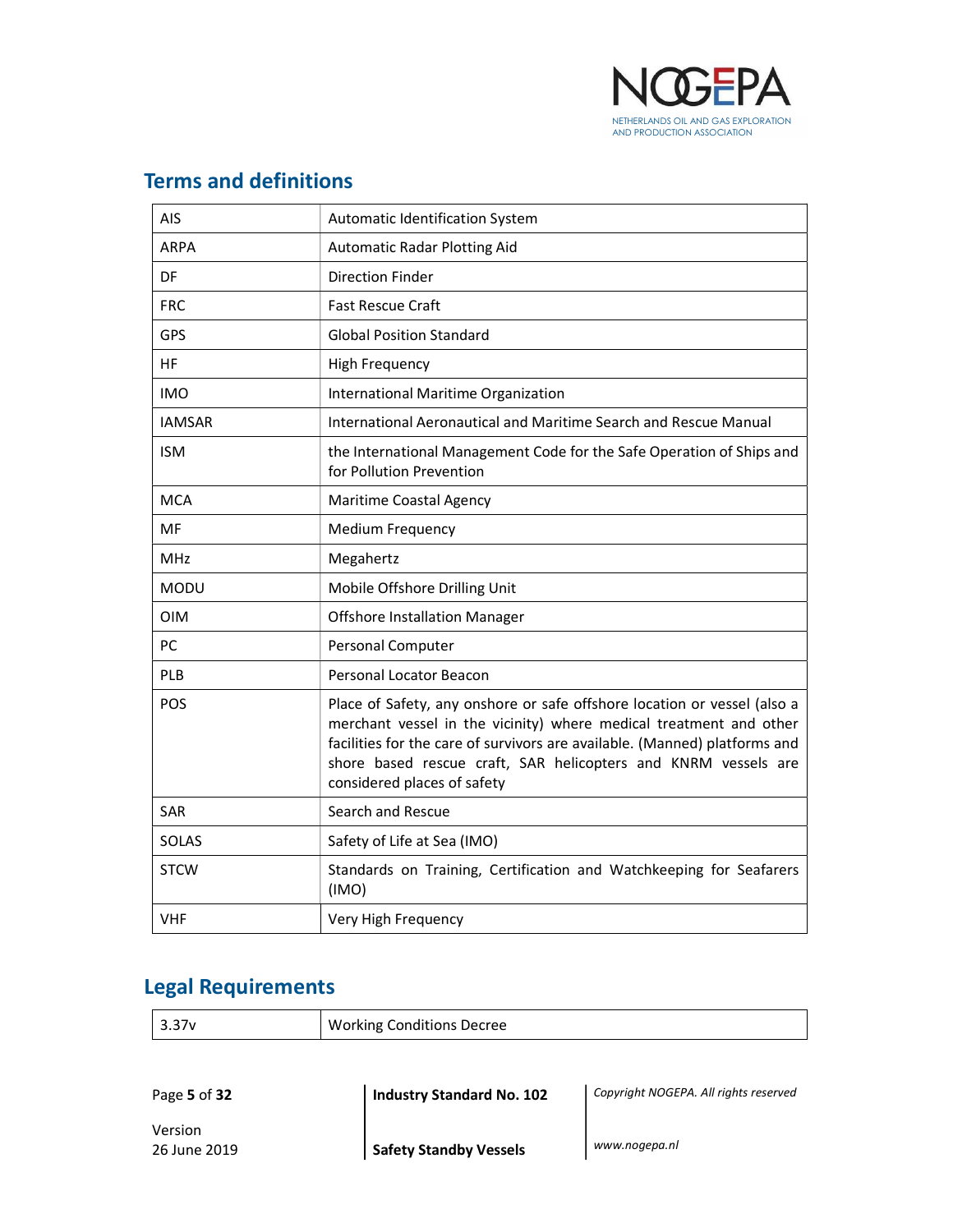## Terms and definitions

| | |
|---|---|
| AIS | Automatic Identification System |
| ARPA | Automatic Radar Plotting Aid |
| DF | Direction Finder |
| FRC | Fast Rescue Craft |
| GPS | Global Position Standard |
| HF | High Frequency |
| IMO | International Maritime Organization |
| IAMSAR | International Aeronautical and Maritime Search and Rescue Manual |
| ISM | the International Management Code for the Safe Operation of Ships and for Pollution Prevention |
| MCA | Maritime Coastal Agency |
| MF | Medium Frequency |
| MHz | Megahertz |
| MODU | Mobile Offshore Drilling Unit |
| OIM | Offshore Installation Manager |
| PC | Personal Computer |
| PLB | Personal Locator Beacon |
| POS | Place of Safety, any onshore or safe offshore location or vessel (also a merchant vessel in the vicinity) where medical treatment and other facilities for the care of survivors are available. (Manned) platforms and shore based rescue craft, SAR helicopters and KNRM vessels are considered places of safety |
| SAR | Search and Rescue |
| SOLAS | Safety of Life at Sea (IMO) |
| STCW | Standards on Training, Certification and Watchkeeping for Seafarers (IMO) |
| VHF | Very High Frequency |

## Legal Requirements

| | |
|---|---|
| 3.37v | Working Conditions Decree |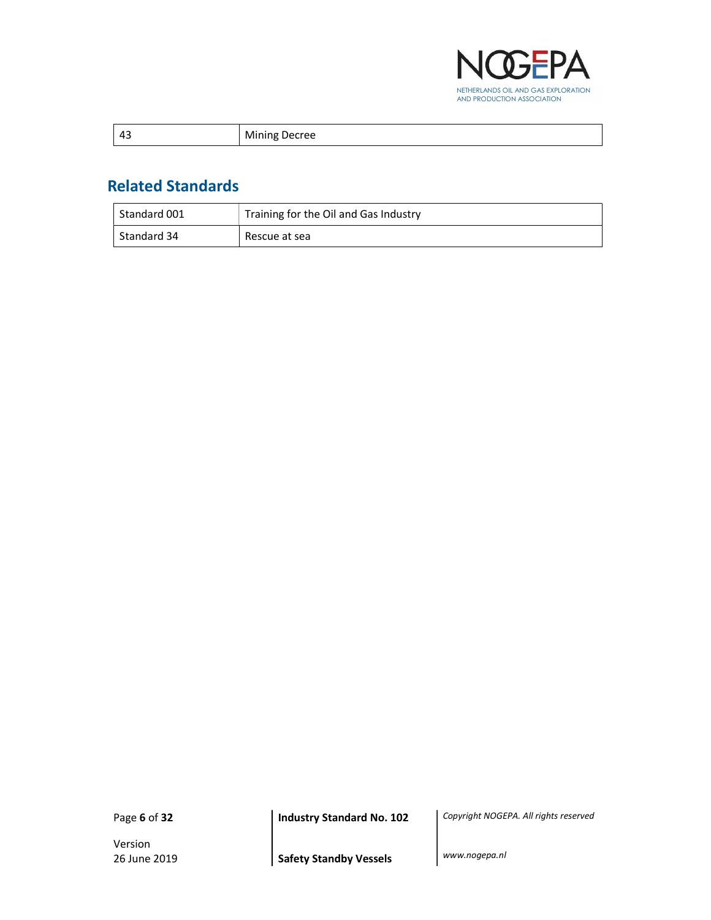| 43 | Mining Decree |
|---|---|

## Related Standards

| Standard 001 | Training for the Oil and Gas Industry |
|---|---|
| Standard 34 | Rescue at sea |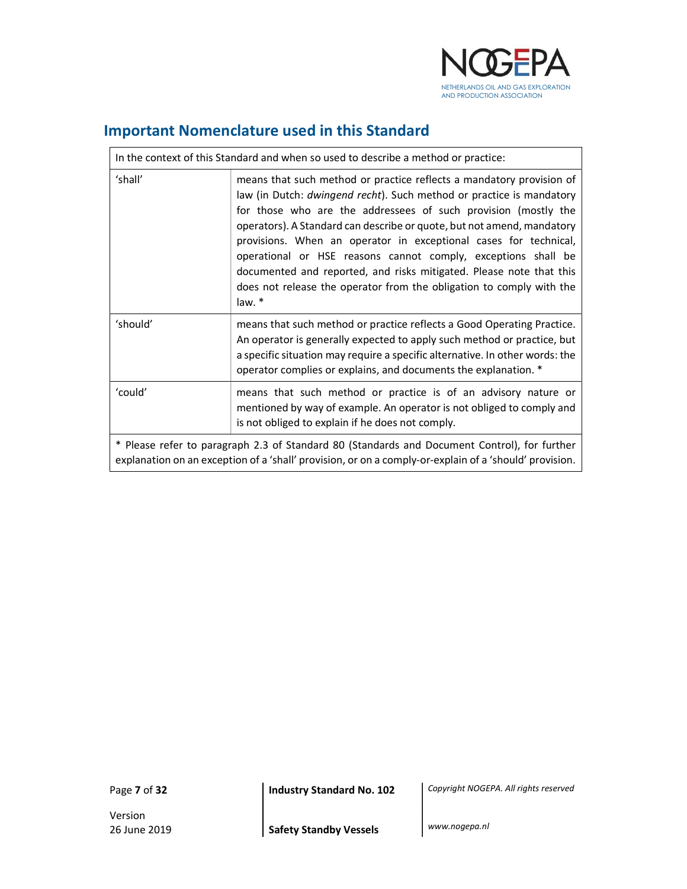## Important Nomenclature used in this Standard

| In the context of this Standard and when so used to describe a method or practice: | |
|---|---|
| 'shall' | means that such method or practice reflects a mandatory provision of law (in Dutch: *dwingend recht*). Such method or practice is mandatory for those who are the addressees of such provision (mostly the operators). A Standard can describe or quote, but not amend, mandatory provisions. When an operator in exceptional cases for technical, operational or HSE reasons cannot comply, exceptions shall be documented and reported, and risks mitigated. Please note that this does not release the operator from the obligation to comply with the law. * |
| 'should' | means that such method or practice reflects a Good Operating Practice. An operator is generally expected to apply such method or practice, but a specific situation may require a specific alternative. In other words: the operator complies or explains, and documents the explanation. * |
| 'could' | means that such method or practice is of an advisory nature or mentioned by way of example. An operator is not obliged to comply and is not obliged to explain if he does not comply. |
| * Please refer to paragraph 2.3 of Standard 80 (Standards and Document Control), for further explanation on an exception of a 'shall' provision, or on a comply-or-explain of a 'should' provision. | |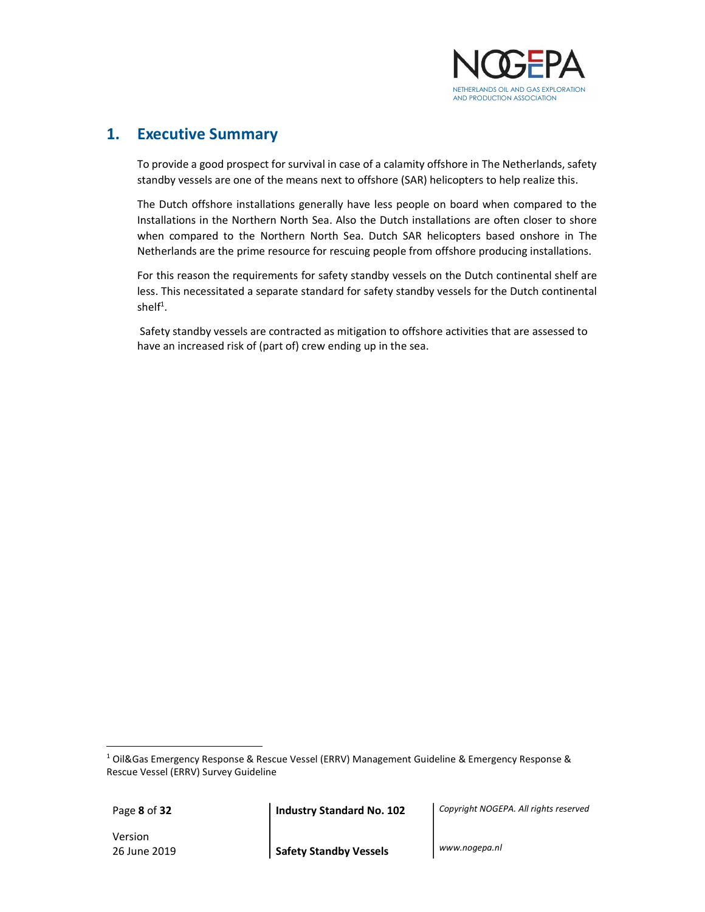# 1. Executive Summary

To provide a good prospect for survival in case of a calamity offshore in The Netherlands, safety standby vessels are one of the means next to offshore (SAR) helicopters to help realize this.

The Dutch offshore installations generally have less people on board when compared to the Installations in the Northern North Sea. Also the Dutch installations are often closer to shore when compared to the Northern North Sea. Dutch SAR helicopters based onshore in The Netherlands are the prime resource for rescuing people from offshore producing installations.

For this reason the requirements for safety standby vessels on the Dutch continental shelf are less. This necessitated a separate standard for safety standby vessels for the Dutch continental shelf[1].

Safety standby vessels are contracted as mitigation to offshore activities that are assessed to have an increased risk of (part of) crew ending up in the sea.

[1] Oil&Gas Emergency Response & Rescue Vessel (ERRV) Management Guideline & Emergency Response & Rescue Vessel (ERRV) Survey Guideline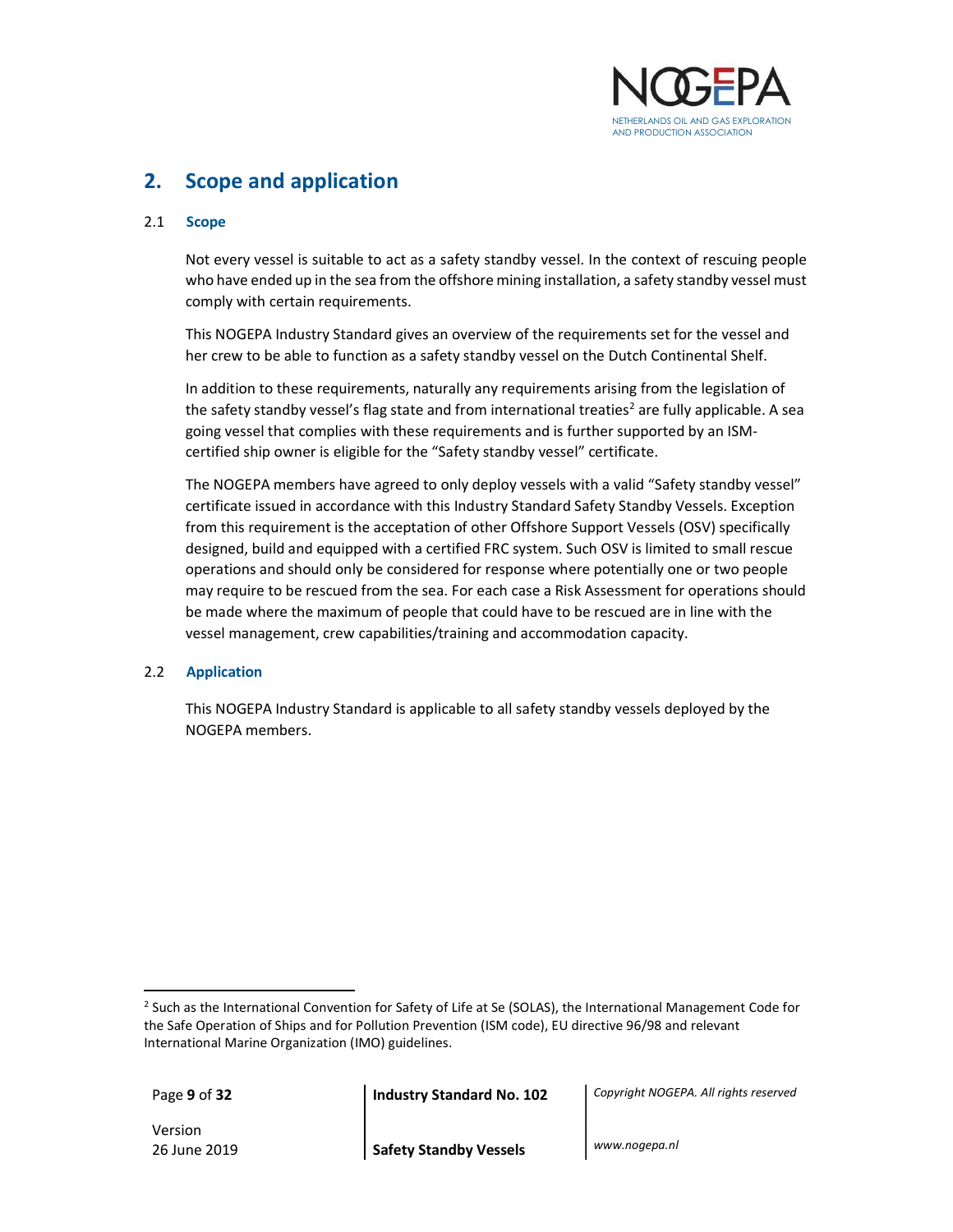# 2. Scope and application

## 2.1 Scope

Not every vessel is suitable to act as a safety standby vessel. In the context of rescuing people who have ended up in the sea from the offshore mining installation, a safety standby vessel must comply with certain requirements.

This NOGEPA Industry Standard gives an overview of the requirements set for the vessel and her crew to be able to function as a safety standby vessel on the Dutch Continental Shelf.

In addition to these requirements, naturally any requirements arising from the legislation of the safety standby vessel's flag state and from international treaties[2] are fully applicable. A sea going vessel that complies with these requirements and is further supported by an ISM-certified ship owner is eligible for the "Safety standby vessel" certificate.

The NOGEPA members have agreed to only deploy vessels with a valid "Safety standby vessel" certificate issued in accordance with this Industry Standard Safety Standby Vessels. Exception from this requirement is the acceptation of other Offshore Support Vessels (OSV) specifically designed, build and equipped with a certified FRC system. Such OSV is limited to small rescue operations and should only be considered for response where potentially one or two people may require to be rescued from the sea. For each case a Risk Assessment for operations should be made where the maximum of people that could have to be rescued are in line with the vessel management, crew capabilities/training and accommodation capacity.

## 2.2 Application

This NOGEPA Industry Standard is applicable to all safety standby vessels deployed by the NOGEPA members.

---

[2] Such as the International Convention for Safety of Life at Se (SOLAS), the International Management Code for the Safe Operation of Ships and for Pollution Prevention (ISM code), EU directive 96/98 and relevant International Marine Organization (IMO) guidelines.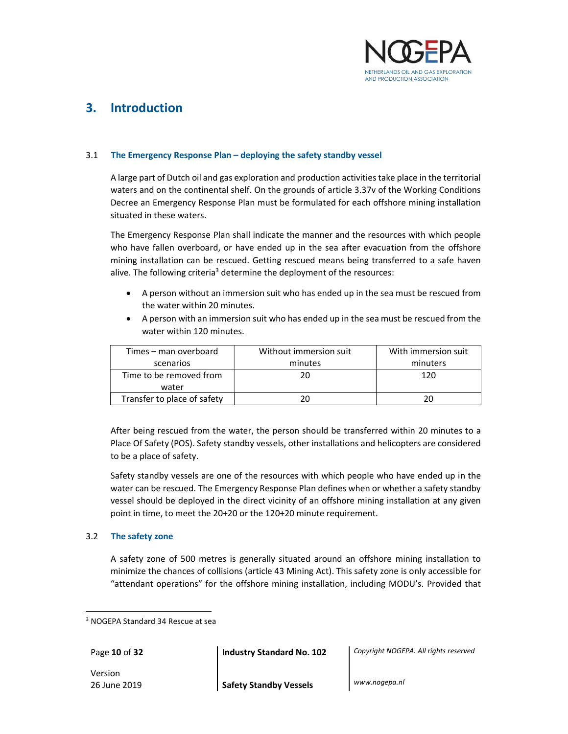# 3. Introduction

## 3.1 The Emergency Response Plan – deploying the safety standby vessel

A large part of Dutch oil and gas exploration and production activities take place in the territorial waters and on the continental shelf. On the grounds of article 3.37v of the Working Conditions Decree an Emergency Response Plan must be formulated for each offshore mining installation situated in these waters.

The Emergency Response Plan shall indicate the manner and the resources with which people who have fallen overboard, or have ended up in the sea after evacuation from the offshore mining installation can be rescued. Getting rescued means being transferred to a safe haven alive. The following criteria[3] determine the deployment of the resources:

- A person without an immersion suit who has ended up in the sea must be rescued from the water within 20 minutes.
- A person with an immersion suit who has ended up in the sea must be rescued from the water within 120 minutes.

| Times – man overboard scenarios | Without immersion suit minutes | With immersion suit minuters |
|---|---|---|
| Time to be removed from water | 20 | 120 |
| Transfer to place of safety | 20 | 20 |

After being rescued from the water, the person should be transferred within 20 minutes to a Place Of Safety (POS). Safety standby vessels, other installations and helicopters are considered to be a place of safety.

Safety standby vessels are one of the resources with which people who have ended up in the water can be rescued. The Emergency Response Plan defines when or whether a safety standby vessel should be deployed in the direct vicinity of an offshore mining installation at any given point in time, to meet the 20+20 or the 120+20 minute requirement.

## 3.2 The safety zone

A safety zone of 500 metres is generally situated around an offshore mining installation to minimize the chances of collisions (article 43 Mining Act). This safety zone is only accessible for "attendant operations" for the offshore mining installation, including MODU's. Provided that

[3] NOGEPA Standard 34 Rescue at sea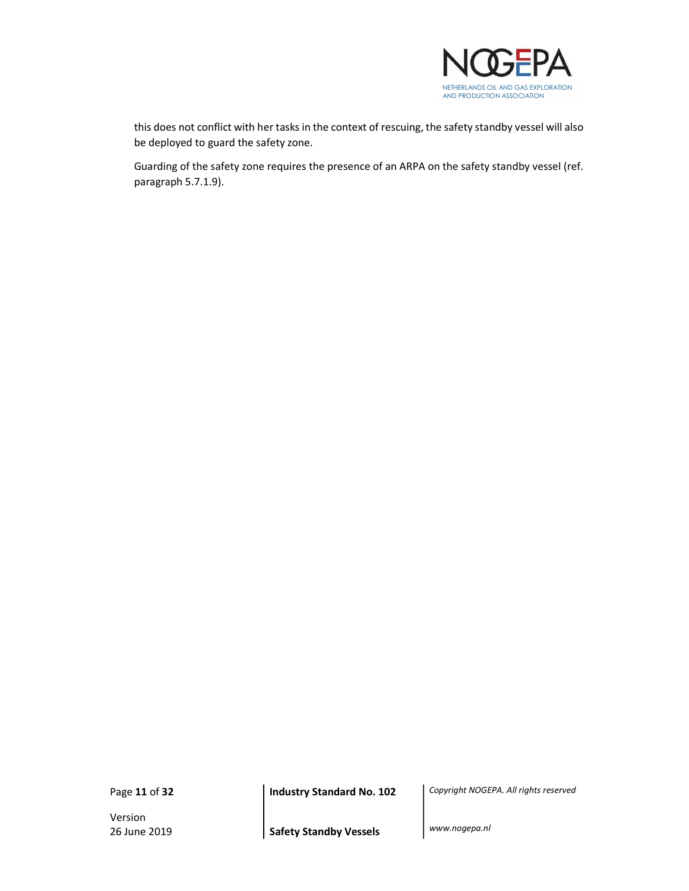this does not conflict with her tasks in the context of rescuing, the safety standby vessel will also be deployed to guard the safety zone.

Guarding of the safety zone requires the presence of an ARPA on the safety standby vessel (ref. paragraph 5.7.1.9).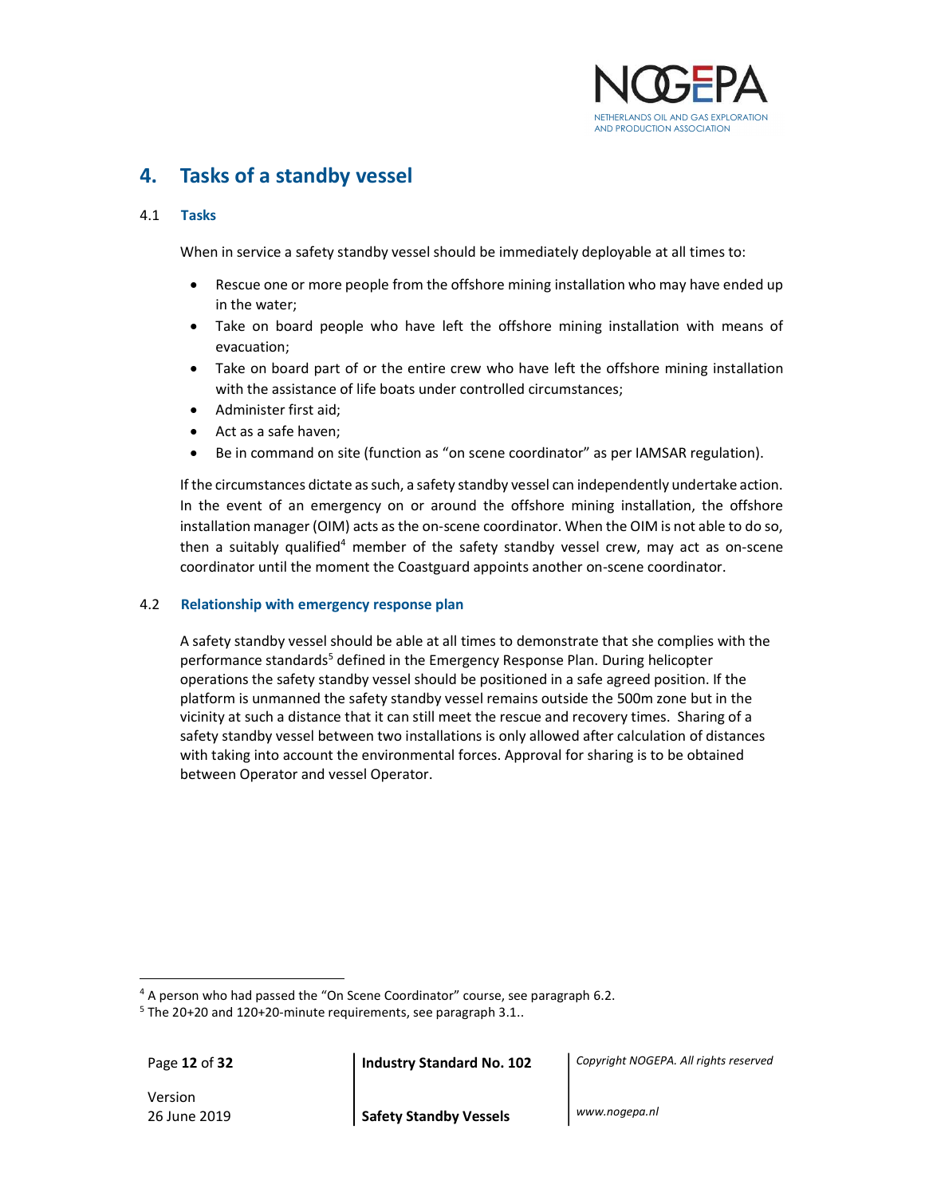# 4. Tasks of a standby vessel

## 4.1 Tasks

When in service a safety standby vessel should be immediately deployable at all times to:

- Rescue one or more people from the offshore mining installation who may have ended up in the water;
- Take on board people who have left the offshore mining installation with means of evacuation;
- Take on board part of or the entire crew who have left the offshore mining installation with the assistance of life boats under controlled circumstances;
- Administer first aid;
- Act as a safe haven;
- Be in command on site (function as "on scene coordinator" as per IAMSAR regulation).

If the circumstances dictate as such, a safety standby vessel can independently undertake action. In the event of an emergency on or around the offshore mining installation, the offshore installation manager (OIM) acts as the on-scene coordinator. When the OIM is not able to do so, then a suitably qualified[4] member of the safety standby vessel crew, may act as on-scene coordinator until the moment the Coastguard appoints another on-scene coordinator.

## 4.2 Relationship with emergency response plan

A safety standby vessel should be able at all times to demonstrate that she complies with the performance standards[5] defined in the Emergency Response Plan. During helicopter operations the safety standby vessel should be positioned in a safe agreed position. If the platform is unmanned the safety standby vessel remains outside the 500m zone but in the vicinity at such a distance that it can still meet the rescue and recovery times. Sharing of a safety standby vessel between two installations is only allowed after calculation of distances with taking into account the environmental forces. Approval for sharing is to be obtained between Operator and vessel Operator.

---

[4] A person who had passed the "On Scene Coordinator" course, see paragraph 6.2.

[5] The 20+20 and 120+20-minute requirements, see paragraph 3.1..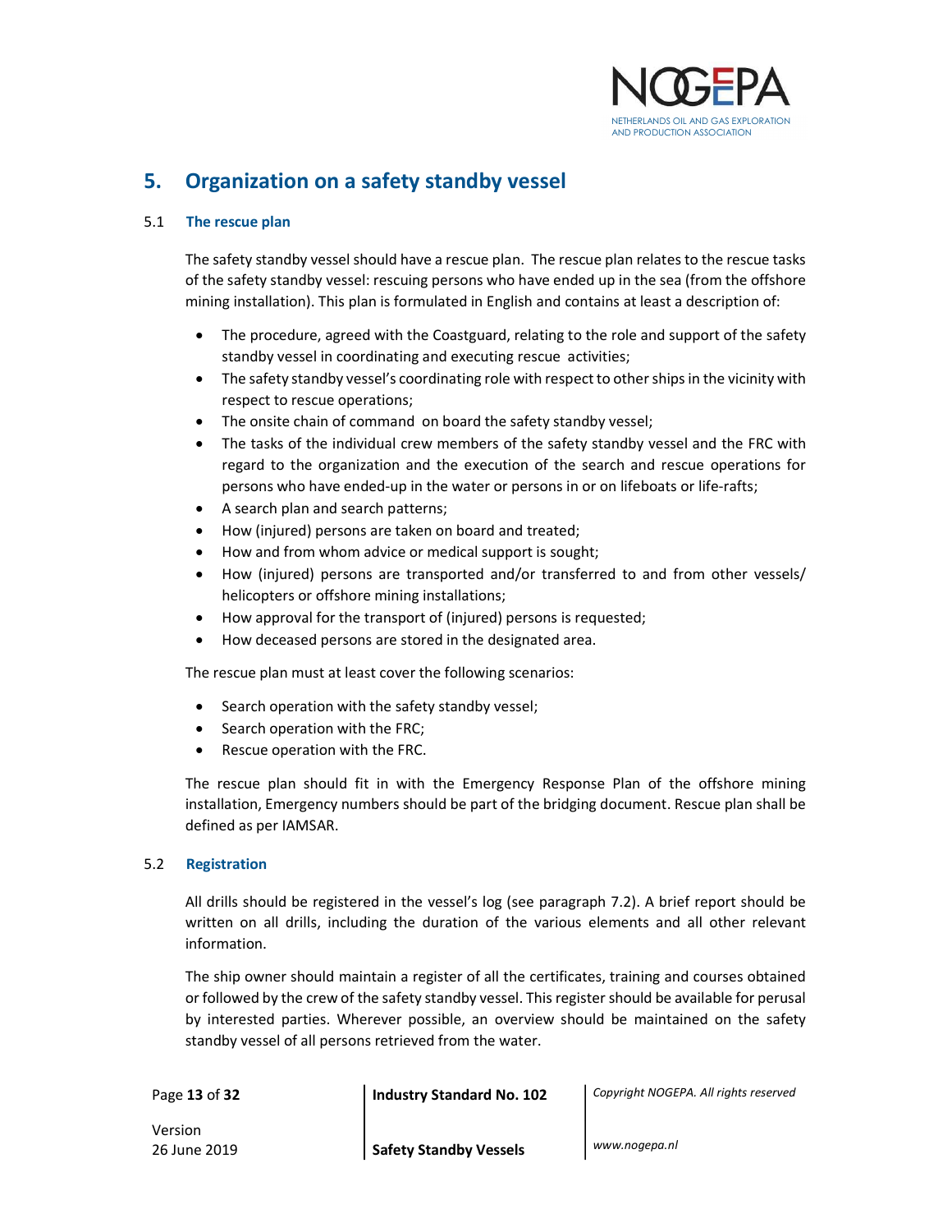# 5. Organization on a safety standby vessel

## 5.1 The rescue plan

The safety standby vessel should have a rescue plan. The rescue plan relates to the rescue tasks of the safety standby vessel: rescuing persons who have ended up in the sea (from the offshore mining installation). This plan is formulated in English and contains at least a description of:

- The procedure, agreed with the Coastguard, relating to the role and support of the safety standby vessel in coordinating and executing rescue activities;
- The safety standby vessel's coordinating role with respect to other ships in the vicinity with respect to rescue operations;
- The onsite chain of command on board the safety standby vessel;
- The tasks of the individual crew members of the safety standby vessel and the FRC with regard to the organization and the execution of the search and rescue operations for persons who have ended-up in the water or persons in or on lifeboats or life-rafts;
- A search plan and search patterns;
- How (injured) persons are taken on board and treated;
- How and from whom advice or medical support is sought;
- How (injured) persons are transported and/or transferred to and from other vessels/ helicopters or offshore mining installations;
- How approval for the transport of (injured) persons is requested;
- How deceased persons are stored in the designated area.

The rescue plan must at least cover the following scenarios:

- Search operation with the safety standby vessel;
- Search operation with the FRC;
- Rescue operation with the FRC.

The rescue plan should fit in with the Emergency Response Plan of the offshore mining installation, Emergency numbers should be part of the bridging document. Rescue plan shall be defined as per IAMSAR.

## 5.2 Registration

All drills should be registered in the vessel's log (see paragraph 7.2). A brief report should be written on all drills, including the duration of the various elements and all other relevant information.

The ship owner should maintain a register of all the certificates, training and courses obtained or followed by the crew of the safety standby vessel. This register should be available for perusal by interested parties. Wherever possible, an overview should be maintained on the safety standby vessel of all persons retrieved from the water.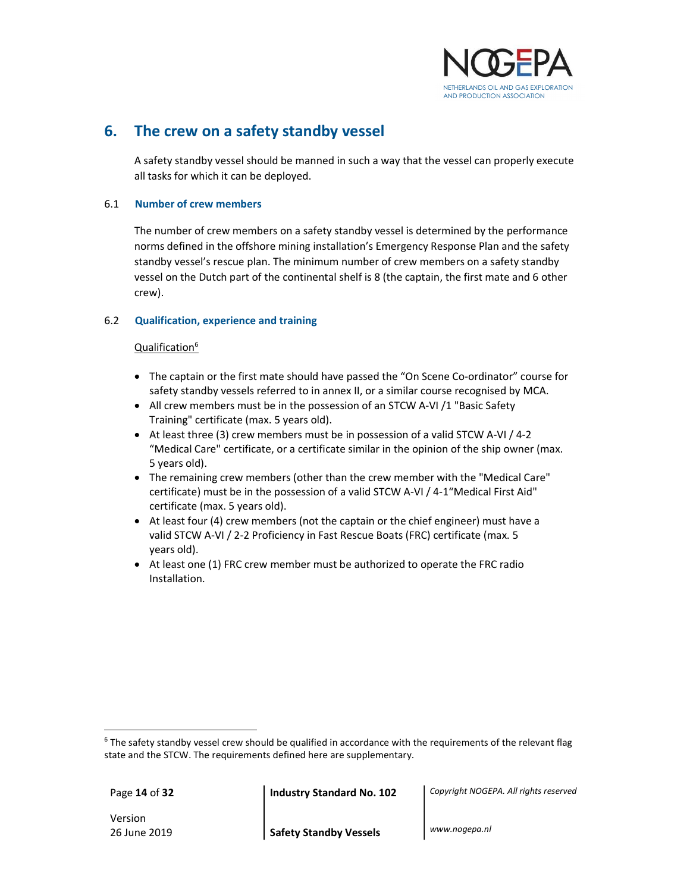# 6. The crew on a safety standby vessel

A safety standby vessel should be manned in such a way that the vessel can properly execute all tasks for which it can be deployed.

## 6.1 Number of crew members

The number of crew members on a safety standby vessel is determined by the performance norms defined in the offshore mining installation's Emergency Response Plan and the safety standby vessel's rescue plan. The minimum number of crew members on a safety standby vessel on the Dutch part of the continental shelf is 8 (the captain, the first mate and 6 other crew).

## 6.2 Qualification, experience and training

Qualification[6]

- The captain or the first mate should have passed the "On Scene Co-ordinator" course for safety standby vessels referred to in annex II, or a similar course recognised by MCA.
- All crew members must be in the possession of an STCW A-VI /1 "Basic Safety Training" certificate (max. 5 years old).
- At least three (3) crew members must be in possession of a valid STCW A-VI / 4-2 "Medical Care" certificate, or a certificate similar in the opinion of the ship owner (max. 5 years old).
- The remaining crew members (other than the crew member with the "Medical Care" certificate) must be in the possession of a valid STCW A-VI / 4-1"Medical First Aid" certificate (max. 5 years old).
- At least four (4) crew members (not the captain or the chief engineer) must have a valid STCW A-VI / 2-2 Proficiency in Fast Rescue Boats (FRC) certificate (max. 5 years old).
- At least one (1) FRC crew member must be authorized to operate the FRC radio Installation.

[6] The safety standby vessel crew should be qualified in accordance with the requirements of the relevant flag state and the STCW. The requirements defined here are supplementary.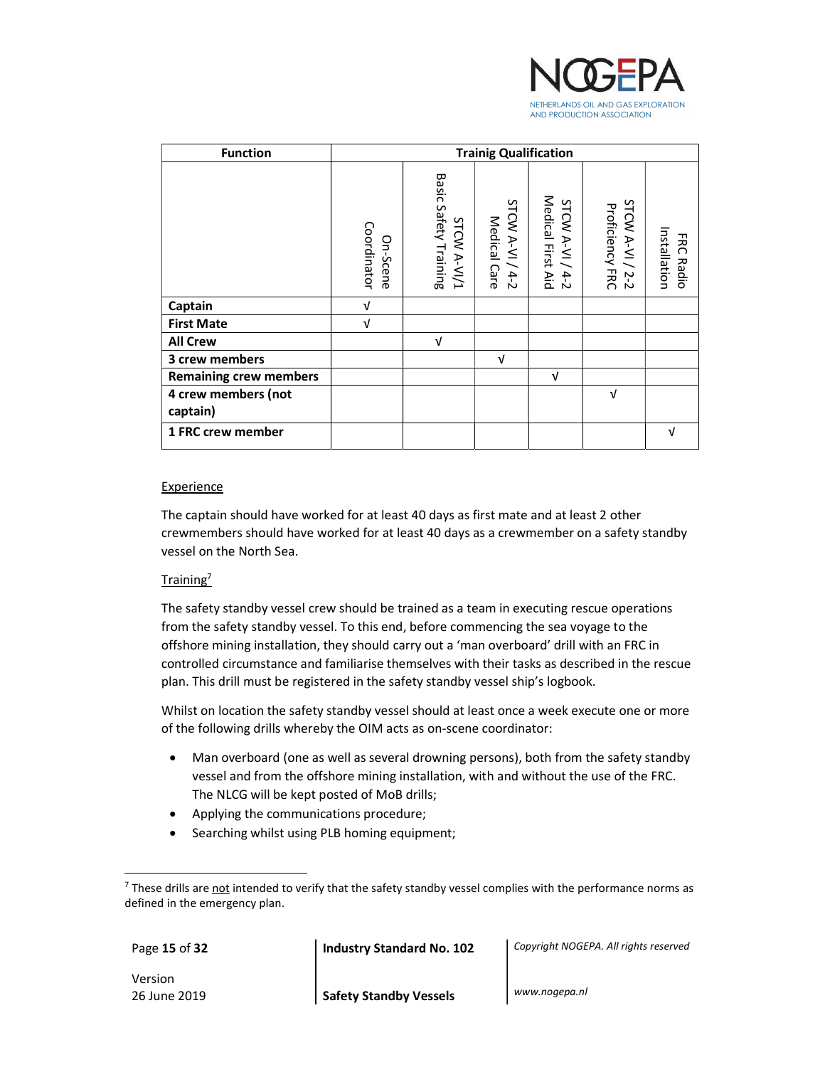| Function | Trainig Qualification | | | | | |
|---|---|---|---|---|---|---|
| | On-Scene Coordinator | STCW A-VI/1 Basic Safety Training | STCW A-VI / 4-2 Medical Care | STCW A-VI / 4-2 Medical First Aid | STCW A-VI / 2-2 Proficiency FRC | FRC Radio Installation |
| **Captain** | √ | | | | | |
| **First Mate** | √ | | | | | |
| **All Crew** | | √ | | | | |
| **3 crew members** | | | √ | | | |
| **Remaining crew members** | | | | √ | | |
| **4 crew members (not captain)** | | | | | √ | |
| **1 FRC crew member** | | | | | | √ |

Experience

The captain should have worked for at least 40 days as first mate and at least 2 other crewmembers should have worked for at least 40 days as a crewmember on a safety standby vessel on the North Sea.

Training[7]

The safety standby vessel crew should be trained as a team in executing rescue operations from the safety standby vessel. To this end, before commencing the sea voyage to the offshore mining installation, they should carry out a 'man overboard' drill with an FRC in controlled circumstance and familiarise themselves with their tasks as described in the rescue plan. This drill must be registered in the safety standby vessel ship's logbook.

Whilst on location the safety standby vessel should at least once a week execute one or more of the following drills whereby the OIM acts as on-scene coordinator:

- Man overboard (one as well as several drowning persons), both from the safety standby vessel and from the offshore mining installation, with and without the use of the FRC. The NLCG will be kept posted of MoB drills;
- Applying the communications procedure;
- Searching whilst using PLB homing equipment;

[7] These drills are not intended to verify that the safety standby vessel complies with the performance norms as defined in the emergency plan.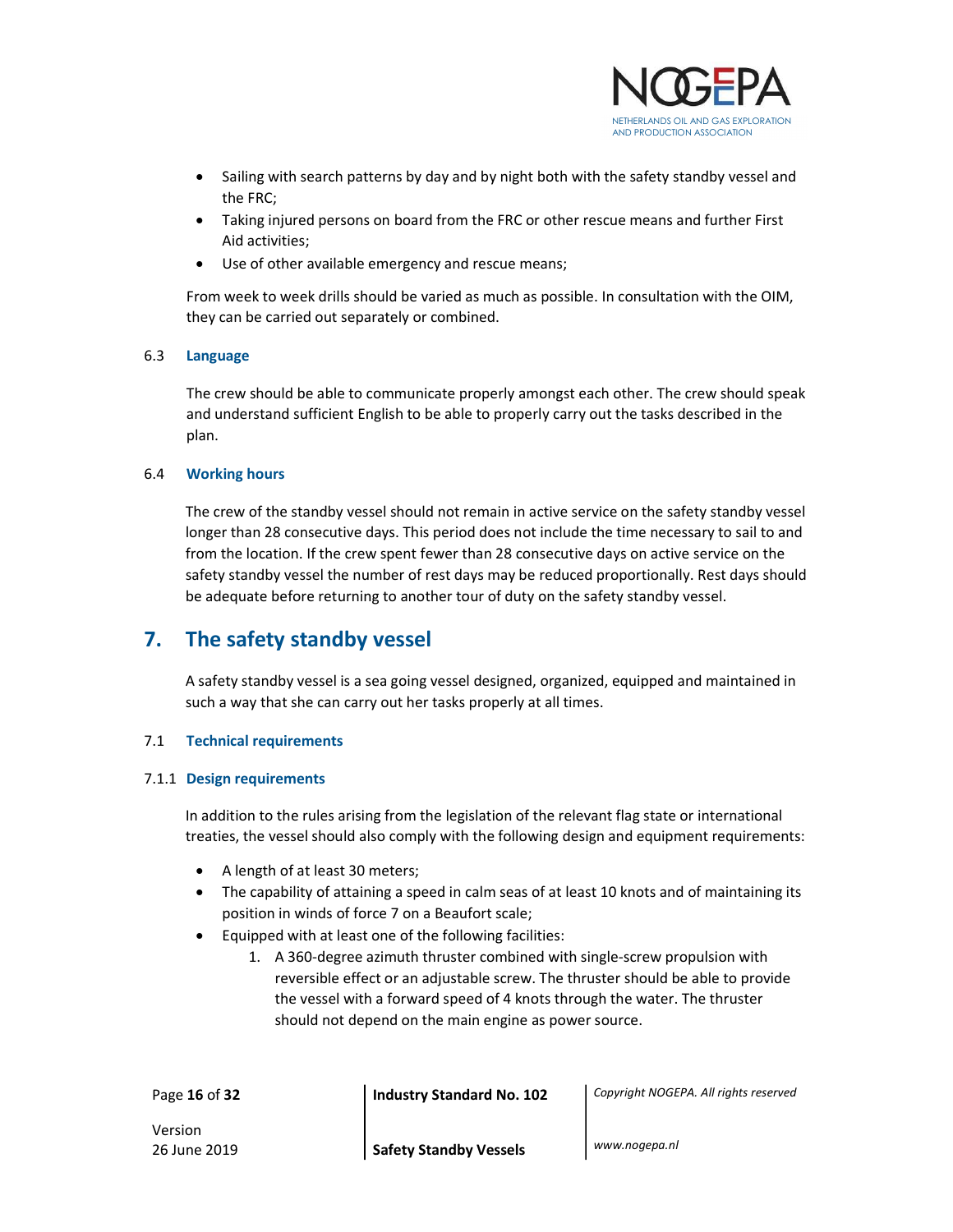- Sailing with search patterns by day and by night both with the safety standby vessel and the FRC;
- Taking injured persons on board from the FRC or other rescue means and further First Aid activities;
- Use of other available emergency and rescue means;

From week to week drills should be varied as much as possible. In consultation with the OIM, they can be carried out separately or combined.

### 6.3 Language

The crew should be able to communicate properly amongst each other. The crew should speak and understand sufficient English to be able to properly carry out the tasks described in the plan.

### 6.4 Working hours

The crew of the standby vessel should not remain in active service on the safety standby vessel longer than 28 consecutive days. This period does not include the time necessary to sail to and from the location. If the crew spent fewer than 28 consecutive days on active service on the safety standby vessel the number of rest days may be reduced proportionally. Rest days should be adequate before returning to another tour of duty on the safety standby vessel.

## 7. The safety standby vessel

A safety standby vessel is a sea going vessel designed, organized, equipped and maintained in such a way that she can carry out her tasks properly at all times.

### 7.1 Technical requirements

#### 7.1.1 Design requirements

In addition to the rules arising from the legislation of the relevant flag state or international treaties, the vessel should also comply with the following design and equipment requirements:

- A length of at least 30 meters;
- The capability of attaining a speed in calm seas of at least 10 knots and of maintaining its position in winds of force 7 on a Beaufort scale;
- Equipped with at least one of the following facilities:
  1. A 360-degree azimuth thruster combined with single-screw propulsion with reversible effect or an adjustable screw. The thruster should be able to provide the vessel with a forward speed of 4 knots through the water. The thruster should not depend on the main engine as power source.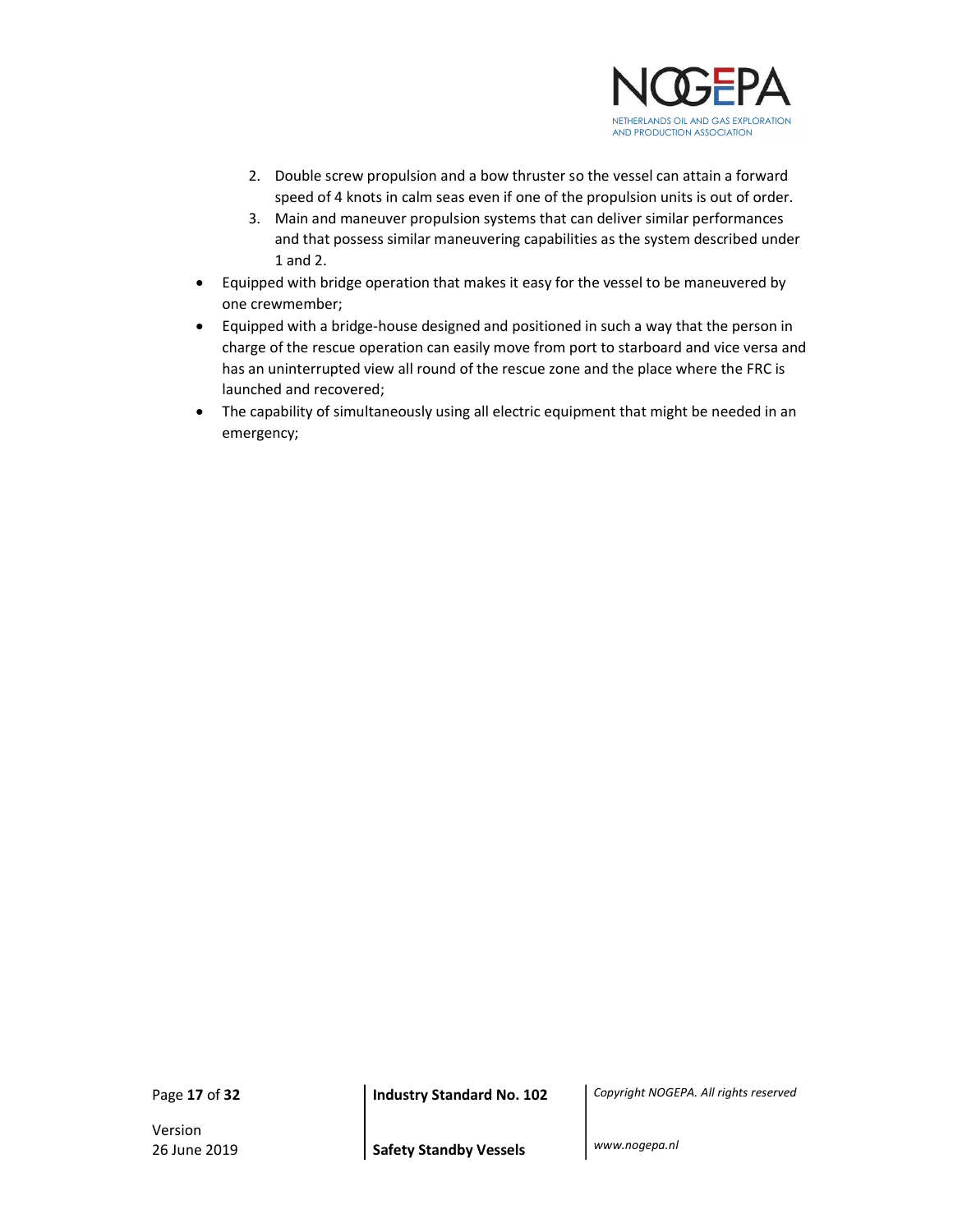2. Double screw propulsion and a bow thruster so the vessel can attain a forward speed of 4 knots in calm seas even if one of the propulsion units is out of order.
3. Main and maneuver propulsion systems that can deliver similar performances and that possess similar maneuvering capabilities as the system described under 1 and 2.

- Equipped with bridge operation that makes it easy for the vessel to be maneuvered by one crewmember;
- Equipped with a bridge-house designed and positioned in such a way that the person in charge of the rescue operation can easily move from port to starboard and vice versa and has an uninterrupted view all round of the rescue zone and the place where the FRC is launched and recovered;
- The capability of simultaneously using all electric equipment that might be needed in an emergency;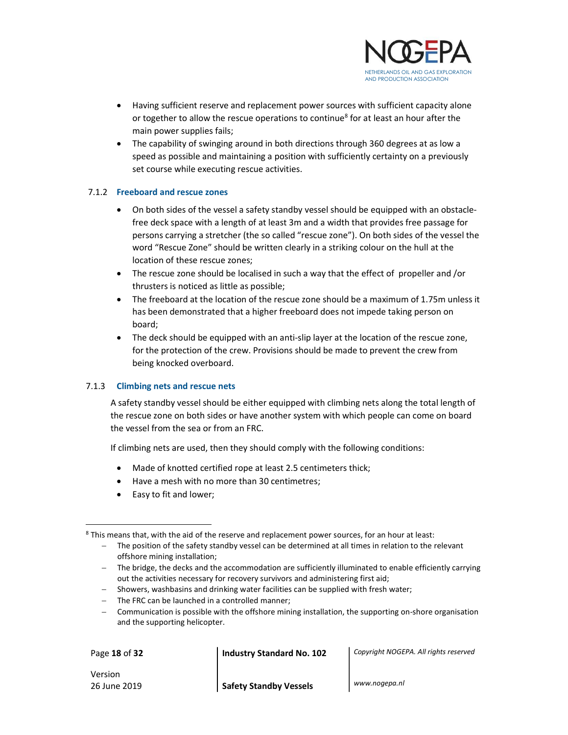- Having sufficient reserve and replacement power sources with sufficient capacity alone or together to allow the rescue operations to continue[8] for at least an hour after the main power supplies fails;
- The capability of swinging around in both directions through 360 degrees at as low a speed as possible and maintaining a position with sufficiently certainty on a previously set course while executing rescue activities.

### 7.1.2 Freeboard and rescue zones

- On both sides of the vessel a safety standby vessel should be equipped with an obstacle-free deck space with a length of at least 3m and a width that provides free passage for persons carrying a stretcher (the so called "rescue zone"). On both sides of the vessel the word "Rescue Zone" should be written clearly in a striking colour on the hull at the location of these rescue zones;
- The rescue zone should be localised in such a way that the effect of propeller and /or thrusters is noticed as little as possible;
- The freeboard at the location of the rescue zone should be a maximum of 1.75m unless it has been demonstrated that a higher freeboard does not impede taking person on board;
- The deck should be equipped with an anti-slip layer at the location of the rescue zone, for the protection of the crew. Provisions should be made to prevent the crew from being knocked overboard.

### 7.1.3 Climbing nets and rescue nets

A safety standby vessel should be either equipped with climbing nets along the total length of the rescue zone on both sides or have another system with which people can come on board the vessel from the sea or from an FRC.

If climbing nets are used, then they should comply with the following conditions:

- Made of knotted certified rope at least 2.5 centimeters thick;
- Have a mesh with no more than 30 centimetres;
- Easy to fit and lower;

---

[8] This means that, with the aid of the reserve and replacement power sources, for an hour at least:
- The position of the safety standby vessel can be determined at all times in relation to the relevant offshore mining installation;
- The bridge, the decks and the accommodation are sufficiently illuminated to enable efficiently carrying out the activities necessary for recovery survivors and administering first aid;
- Showers, washbasins and drinking water facilities can be supplied with fresh water;
- The FRC can be launched in a controlled manner;
- Communication is possible with the offshore mining installation, the supporting on-shore organisation and the supporting helicopter.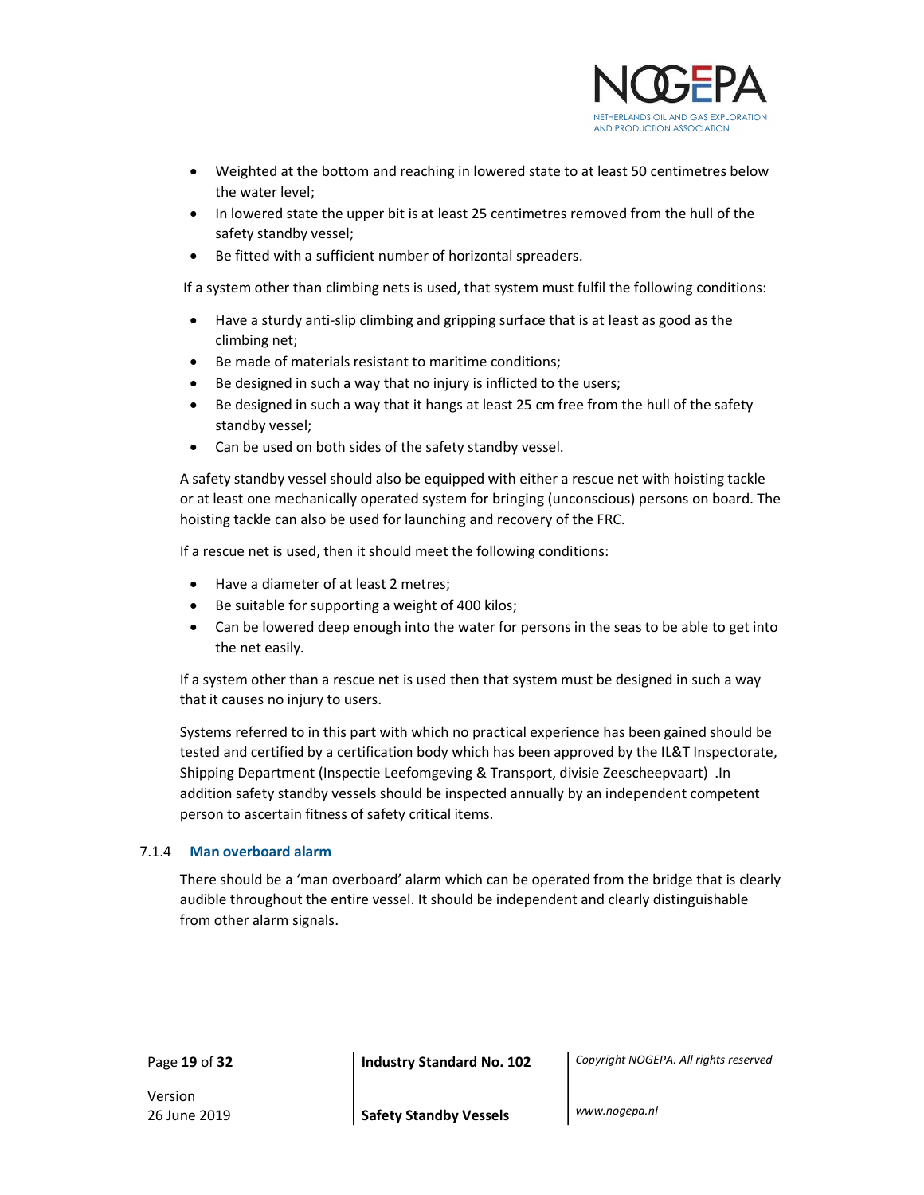- Weighted at the bottom and reaching in lowered state to at least 50 centimetres below the water level;
- In lowered state the upper bit is at least 25 centimetres removed from the hull of the safety standby vessel;
- Be fitted with a sufficient number of horizontal spreaders.

If a system other than climbing nets is used, that system must fulfil the following conditions:

- Have a sturdy anti-slip climbing and gripping surface that is at least as good as the climbing net;
- Be made of materials resistant to maritime conditions;
- Be designed in such a way that no injury is inflicted to the users;
- Be designed in such a way that it hangs at least 25 cm free from the hull of the safety standby vessel;
- Can be used on both sides of the safety standby vessel.

A safety standby vessel should also be equipped with either a rescue net with hoisting tackle or at least one mechanically operated system for bringing (unconscious) persons on board. The hoisting tackle can also be used for launching and recovery of the FRC.

If a rescue net is used, then it should meet the following conditions:

- Have a diameter of at least 2 metres;
- Be suitable for supporting a weight of 400 kilos;
- Can be lowered deep enough into the water for persons in the seas to be able to get into the net easily.

If a system other than a rescue net is used then that system must be designed in such a way that it causes no injury to users.

Systems referred to in this part with which no practical experience has been gained should be tested and certified by a certification body which has been approved by the IL&T Inspectorate, Shipping Department (Inspectie Leefomgeving & Transport, divisie Zeescheepvaart) .In addition safety standby vessels should be inspected annually by an independent competent person to ascertain fitness of safety critical items.

### 7.1.4 Man overboard alarm

There should be a 'man overboard' alarm which can be operated from the bridge that is clearly audible throughout the entire vessel. It should be independent and clearly distinguishable from other alarm signals.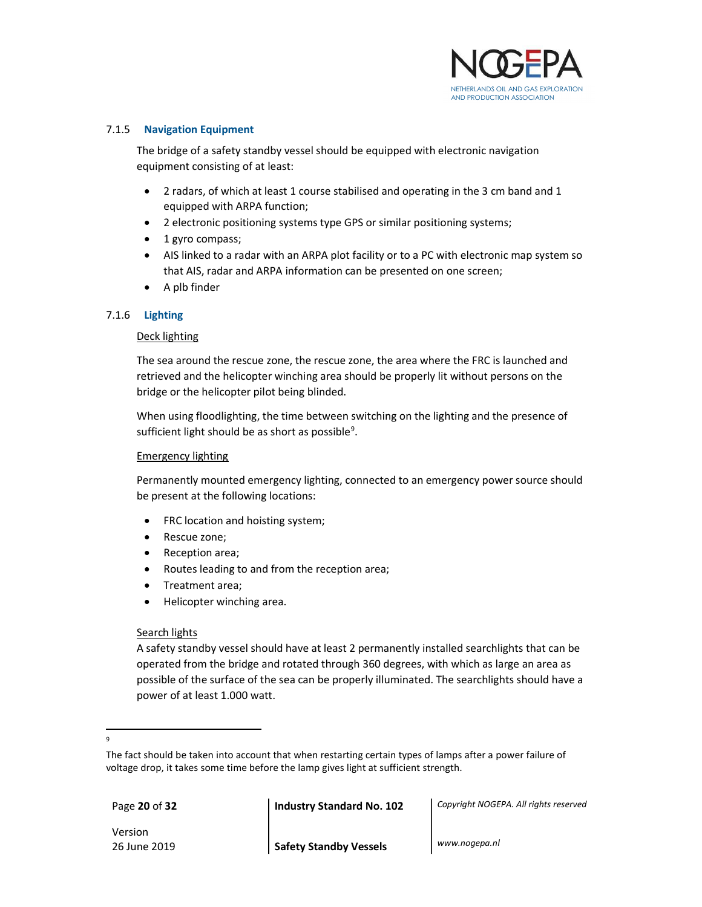#### 7.1.5 Navigation Equipment

The bridge of a safety standby vessel should be equipped with electronic navigation equipment consisting of at least:

- 2 radars, of which at least 1 course stabilised and operating in the 3 cm band and 1 equipped with ARPA function;
- 2 electronic positioning systems type GPS or similar positioning systems;
- 1 gyro compass;
- AIS linked to a radar with an ARPA plot facility or to a PC with electronic map system so that AIS, radar and ARPA information can be presented on one screen;
- A plb finder

#### 7.1.6 Lighting

Deck lighting

The sea around the rescue zone, the rescue zone, the area where the FRC is launched and retrieved and the helicopter winching area should be properly lit without persons on the bridge or the helicopter pilot being blinded.

When using floodlighting, the time between switching on the lighting and the presence of sufficient light should be as short as possible[9].

Emergency lighting

Permanently mounted emergency lighting, connected to an emergency power source should be present at the following locations:

- FRC location and hoisting system;
- Rescue zone;
- Reception area;
- Routes leading to and from the reception area;
- Treatment area;
- Helicopter winching area.

Search lights

A safety standby vessel should have at least 2 permanently installed searchlights that can be operated from the bridge and rotated through 360 degrees, with which as large an area as possible of the surface of the sea can be properly illuminated. The searchlights should have a power of at least 1.000 watt.

---

[9] The fact should be taken into account that when restarting certain types of lamps after a power failure of voltage drop, it takes some time before the lamp gives light at sufficient strength.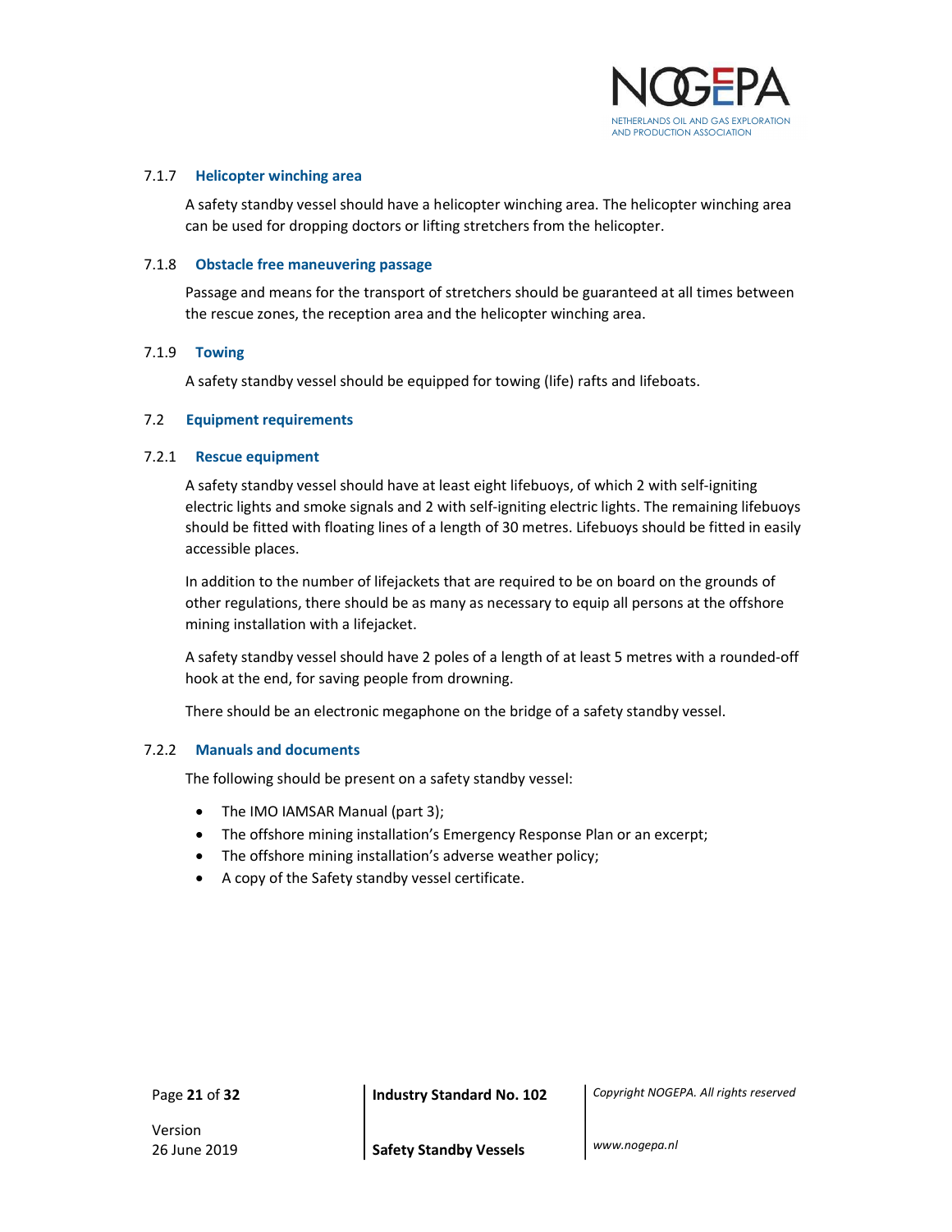### 7.1.7 Helicopter winching area

A safety standby vessel should have a helicopter winching area. The helicopter winching area can be used for dropping doctors or lifting stretchers from the helicopter.

### 7.1.8 Obstacle free maneuvering passage

Passage and means for the transport of stretchers should be guaranteed at all times between the rescue zones, the reception area and the helicopter winching area.

### 7.1.9 Towing

A safety standby vessel should be equipped for towing (life) rafts and lifeboats.

## 7.2 Equipment requirements

### 7.2.1 Rescue equipment

A safety standby vessel should have at least eight lifebuoys, of which 2 with self-igniting electric lights and smoke signals and 2 with self-igniting electric lights. The remaining lifebuoys should be fitted with floating lines of a length of 30 metres. Lifebuoys should be fitted in easily accessible places.

In addition to the number of lifejackets that are required to be on board on the grounds of other regulations, there should be as many as necessary to equip all persons at the offshore mining installation with a lifejacket.

A safety standby vessel should have 2 poles of a length of at least 5 metres with a rounded-off hook at the end, for saving people from drowning.

There should be an electronic megaphone on the bridge of a safety standby vessel.

### 7.2.2 Manuals and documents

The following should be present on a safety standby vessel:

- The IMO IAMSAR Manual (part 3);
- The offshore mining installation's Emergency Response Plan or an excerpt;
- The offshore mining installation's adverse weather policy;
- A copy of the Safety standby vessel certificate.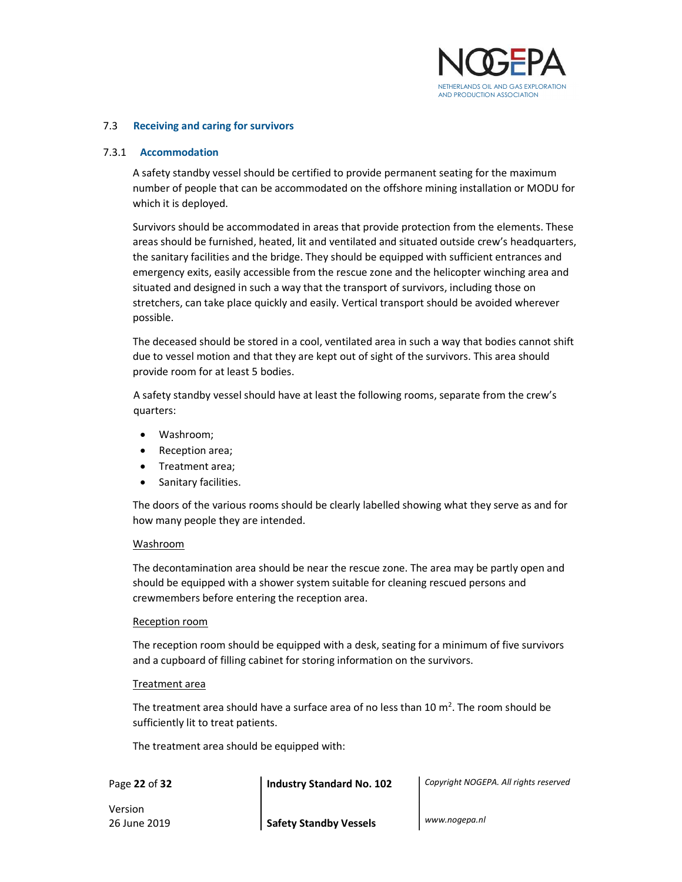## 7.3 Receiving and caring for survivors

### 7.3.1 Accommodation

A safety standby vessel should be certified to provide permanent seating for the maximum number of people that can be accommodated on the offshore mining installation or MODU for which it is deployed.

Survivors should be accommodated in areas that provide protection from the elements. These areas should be furnished, heated, lit and ventilated and situated outside crew's headquarters, the sanitary facilities and the bridge. They should be equipped with sufficient entrances and emergency exits, easily accessible from the rescue zone and the helicopter winching area and situated and designed in such a way that the transport of survivors, including those on stretchers, can take place quickly and easily. Vertical transport should be avoided wherever possible.

The deceased should be stored in a cool, ventilated area in such a way that bodies cannot shift due to vessel motion and that they are kept out of sight of the survivors. This area should provide room for at least 5 bodies.

A safety standby vessel should have at least the following rooms, separate from the crew's quarters:

- Washroom;
- Reception area;
- Treatment area;
- Sanitary facilities.

The doors of the various rooms should be clearly labelled showing what they serve as and for how many people they are intended.

<u>Washroom</u>

The decontamination area should be near the rescue zone. The area may be partly open and should be equipped with a shower system suitable for cleaning rescued persons and crewmembers before entering the reception area.

<u>Reception room</u>

The reception room should be equipped with a desk, seating for a minimum of five survivors and a cupboard of filling cabinet for storing information on the survivors.

<u>Treatment area</u>

The treatment area should have a surface area of no less than 10 $m^2$. The room should be sufficiently lit to treat patients.

The treatment area should be equipped with: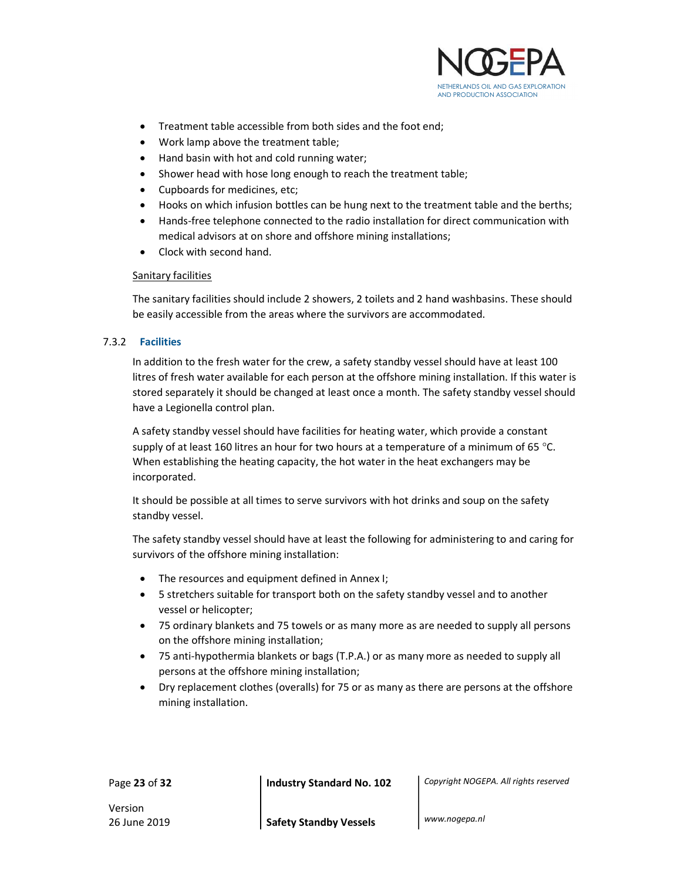- Treatment table accessible from both sides and the foot end;
- Work lamp above the treatment table;
- Hand basin with hot and cold running water;
- Shower head with hose long enough to reach the treatment table;
- Cupboards for medicines, etc;
- Hooks on which infusion bottles can be hung next to the treatment table and the berths;
- Hands-free telephone connected to the radio installation for direct communication with medical advisors at on shore and offshore mining installations;
- Clock with second hand.

Sanitary facilities

The sanitary facilities should include 2 showers, 2 toilets and 2 hand washbasins. These should be easily accessible from the areas where the survivors are accommodated.

### 7.3.2 Facilities

In addition to the fresh water for the crew, a safety standby vessel should have at least 100 litres of fresh water available for each person at the offshore mining installation. If this water is stored separately it should be changed at least once a month. The safety standby vessel should have a Legionella control plan.

A safety standby vessel should have facilities for heating water, which provide a constant supply of at least 160 litres an hour for two hours at a temperature of a minimum of 65 °C. When establishing the heating capacity, the hot water in the heat exchangers may be incorporated.

It should be possible at all times to serve survivors with hot drinks and soup on the safety standby vessel.

The safety standby vessel should have at least the following for administering to and caring for survivors of the offshore mining installation:

- The resources and equipment defined in Annex I;
- 5 stretchers suitable for transport both on the safety standby vessel and to another vessel or helicopter;
- 75 ordinary blankets and 75 towels or as many more as are needed to supply all persons on the offshore mining installation;
- 75 anti-hypothermia blankets or bags (T.P.A.) or as many more as needed to supply all persons at the offshore mining installation;
- Dry replacement clothes (overalls) for 75 or as many as there are persons at the offshore mining installation.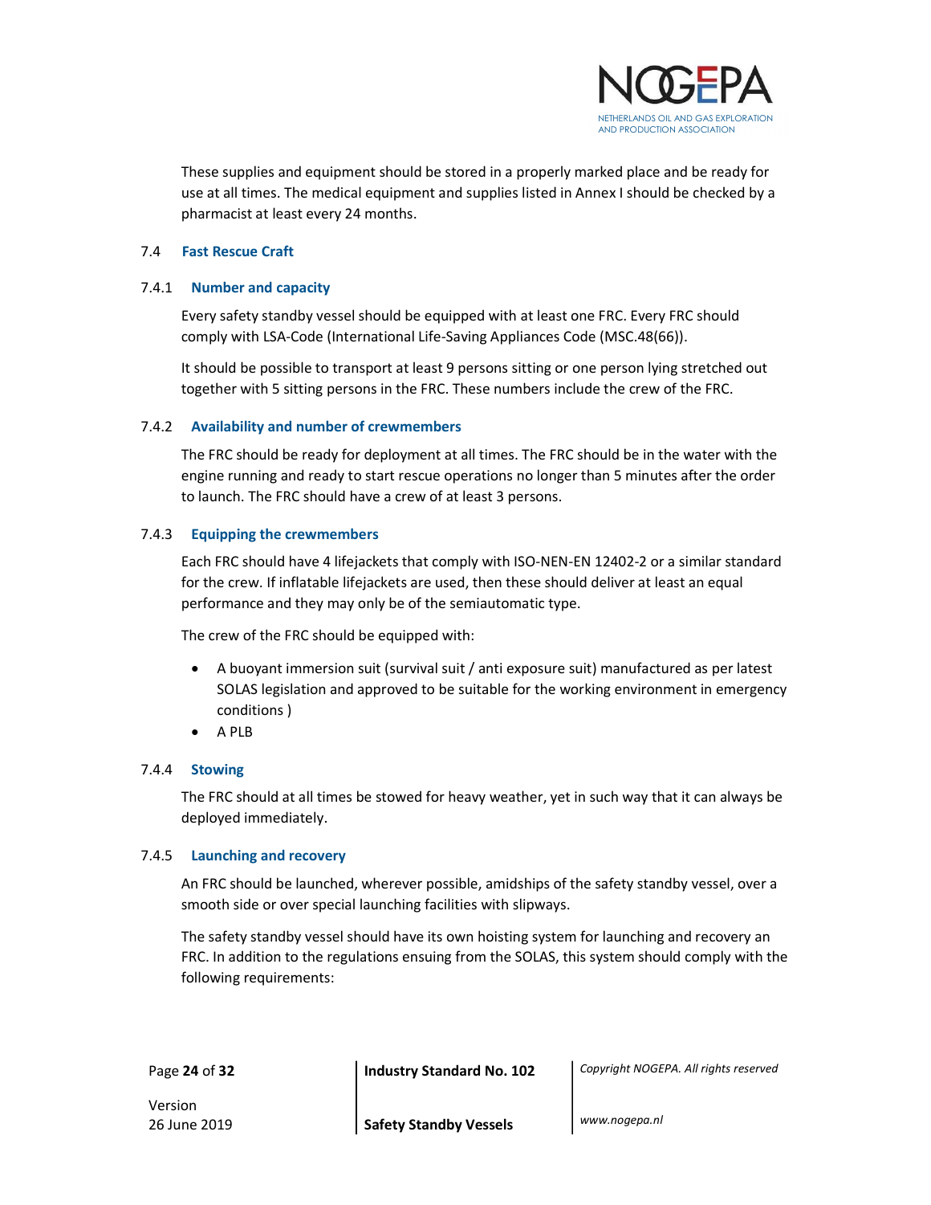These supplies and equipment should be stored in a properly marked place and be ready for use at all times. The medical equipment and supplies listed in Annex I should be checked by a pharmacist at least every 24 months.

## 7.4 Fast Rescue Craft

### 7.4.1 Number and capacity

Every safety standby vessel should be equipped with at least one FRC. Every FRC should comply with LSA-Code (International Life-Saving Appliances Code (MSC.48(66)).

It should be possible to transport at least 9 persons sitting or one person lying stretched out together with 5 sitting persons in the FRC. These numbers include the crew of the FRC.

### 7.4.2 Availability and number of crewmembers

The FRC should be ready for deployment at all times. The FRC should be in the water with the engine running and ready to start rescue operations no longer than 5 minutes after the order to launch. The FRC should have a crew of at least 3 persons.

### 7.4.3 Equipping the crewmembers

Each FRC should have 4 lifejackets that comply with ISO-NEN-EN 12402-2 or a similar standard for the crew. If inflatable lifejackets are used, then these should deliver at least an equal performance and they may only be of the semiautomatic type.

The crew of the FRC should be equipped with:

- A buoyant immersion suit (survival suit / anti exposure suit) manufactured as per latest SOLAS legislation and approved to be suitable for the working environment in emergency conditions )
- A PLB

### 7.4.4 Stowing

The FRC should at all times be stowed for heavy weather, yet in such way that it can always be deployed immediately.

### 7.4.5 Launching and recovery

An FRC should be launched, wherever possible, amidships of the safety standby vessel, over a smooth side or over special launching facilities with slipways.

The safety standby vessel should have its own hoisting system for launching and recovery an FRC. In addition to the regulations ensuing from the SOLAS, this system should comply with the following requirements: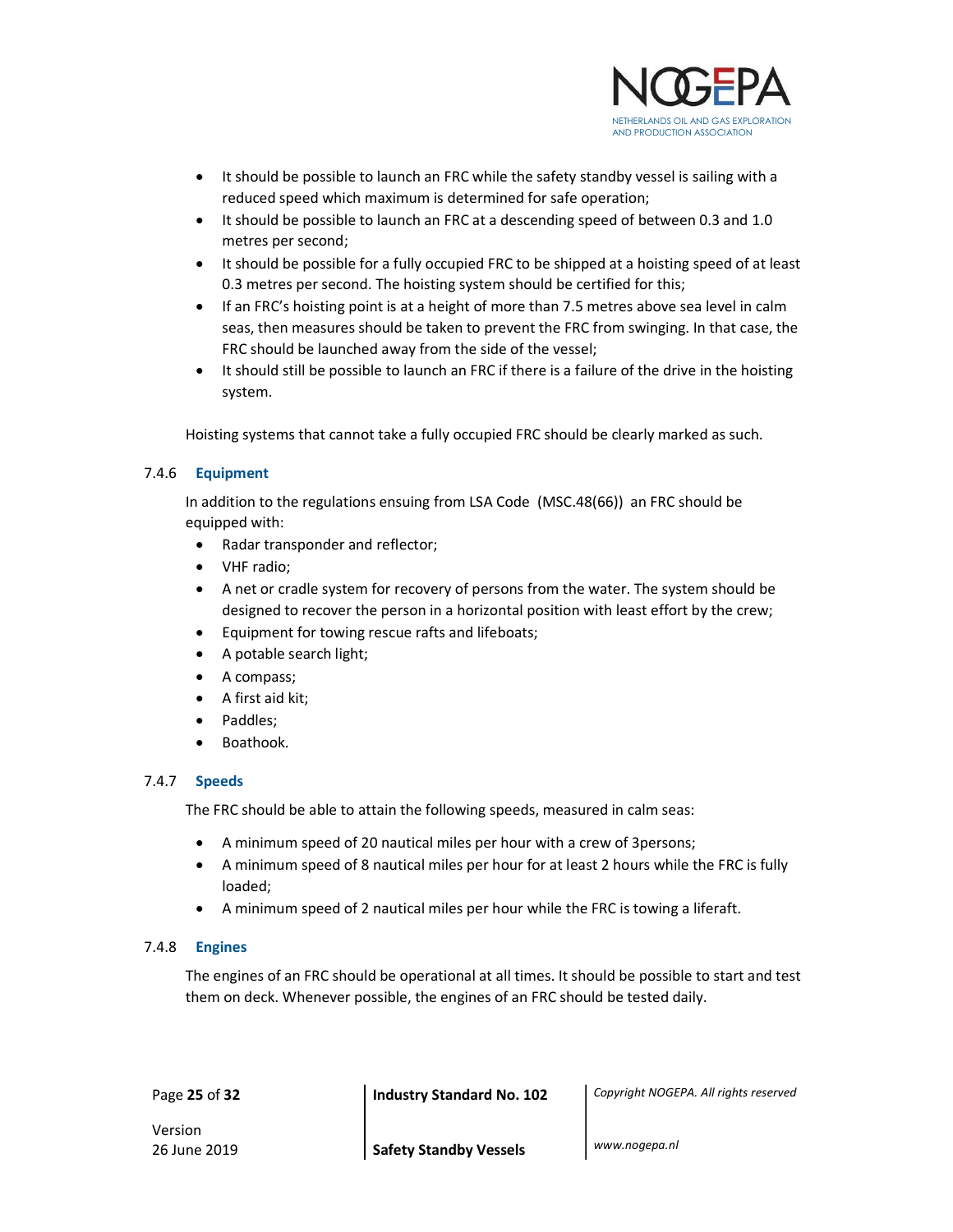- It should be possible to launch an FRC while the safety standby vessel is sailing with a reduced speed which maximum is determined for safe operation;
- It should be possible to launch an FRC at a descending speed of between 0.3 and 1.0 metres per second;
- It should be possible for a fully occupied FRC to be shipped at a hoisting speed of at least 0.3 metres per second. The hoisting system should be certified for this;
- If an FRC's hoisting point is at a height of more than 7.5 metres above sea level in calm seas, then measures should be taken to prevent the FRC from swinging. In that case, the FRC should be launched away from the side of the vessel;
- It should still be possible to launch an FRC if there is a failure of the drive in the hoisting system.

Hoisting systems that cannot take a fully occupied FRC should be clearly marked as such.

### 7.4.6 Equipment

In addition to the regulations ensuing from LSA Code (MSC.48(66)) an FRC should be equipped with:

- Radar transponder and reflector;
- VHF radio;
- A net or cradle system for recovery of persons from the water. The system should be designed to recover the person in a horizontal position with least effort by the crew;
- Equipment for towing rescue rafts and lifeboats;
- A potable search light;
- A compass;
- A first aid kit;
- Paddles;
- Boathook.

### 7.4.7 Speeds

The FRC should be able to attain the following speeds, measured in calm seas:

- A minimum speed of 20 nautical miles per hour with a crew of 3persons;
- A minimum speed of 8 nautical miles per hour for at least 2 hours while the FRC is fully loaded;
- A minimum speed of 2 nautical miles per hour while the FRC is towing a liferaft.

### 7.4.8 Engines

The engines of an FRC should be operational at all times. It should be possible to start and test them on deck. Whenever possible, the engines of an FRC should be tested daily.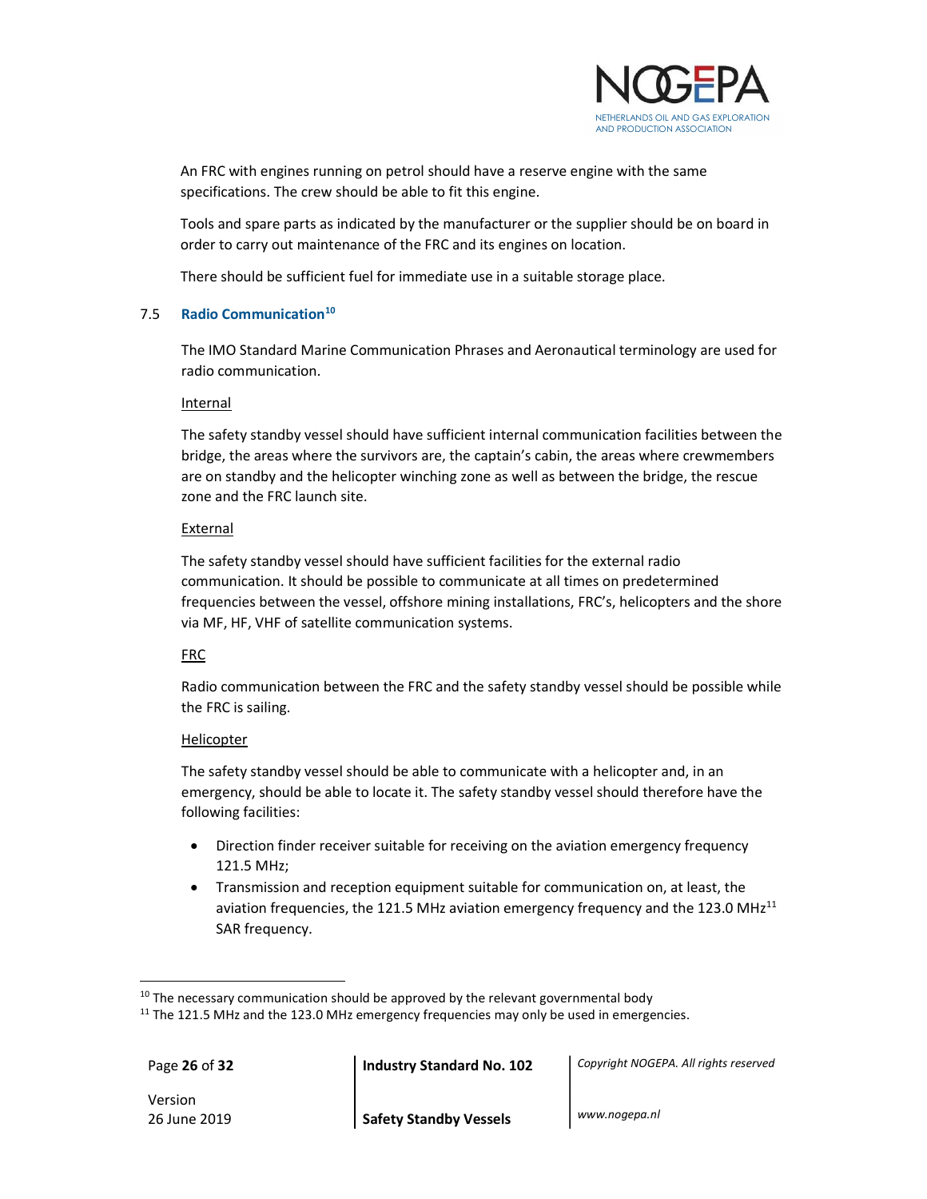An FRC with engines running on petrol should have a reserve engine with the same specifications. The crew should be able to fit this engine.

Tools and spare parts as indicated by the manufacturer or the supplier should be on board in order to carry out maintenance of the FRC and its engines on location.

There should be sufficient fuel for immediate use in a suitable storage place.

### 7.5 Radio Communication[10]

The IMO Standard Marine Communication Phrases and Aeronautical terminology are used for radio communication.

Internal

The safety standby vessel should have sufficient internal communication facilities between the bridge, the areas where the survivors are, the captain's cabin, the areas where crewmembers are on standby and the helicopter winching zone as well as between the bridge, the rescue zone and the FRC launch site.

External

The safety standby vessel should have sufficient facilities for the external radio communication. It should be possible to communicate at all times on predetermined frequencies between the vessel, offshore mining installations, FRC's, helicopters and the shore via MF, HF, VHF of satellite communication systems.

FRC

Radio communication between the FRC and the safety standby vessel should be possible while the FRC is sailing.

Helicopter

The safety standby vessel should be able to communicate with a helicopter and, in an emergency, should be able to locate it. The safety standby vessel should therefore have the following facilities:

- Direction finder receiver suitable for receiving on the aviation emergency frequency 121.5 MHz;
- Transmission and reception equipment suitable for communication on, at least, the aviation frequencies, the 121.5 MHz aviation emergency frequency and the 123.0 MHz[11] SAR frequency.

---

[10] The necessary communication should be approved by the relevant governmental body

[11] The 121.5 MHz and the 123.0 MHz emergency frequencies may only be used in emergencies.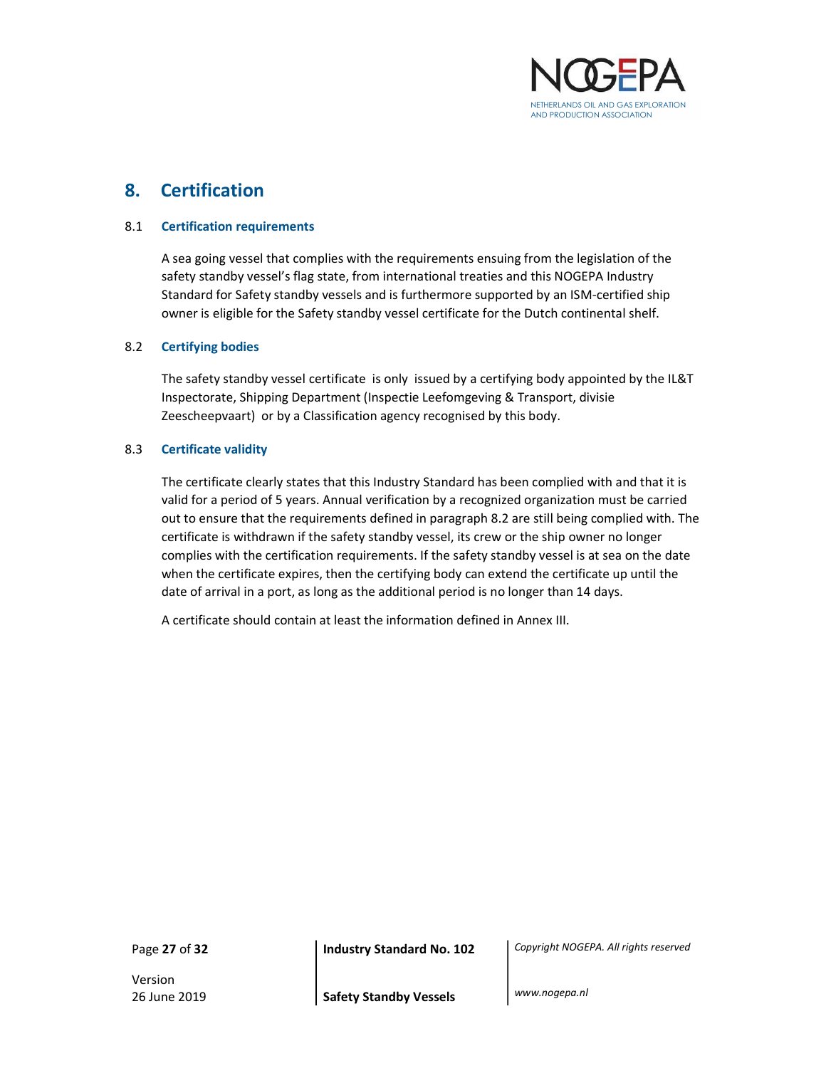# 8. Certification

## 8.1 Certification requirements

A sea going vessel that complies with the requirements ensuing from the legislation of the safety standby vessel's flag state, from international treaties and this NOGEPA Industry Standard for Safety standby vessels and is furthermore supported by an ISM-certified ship owner is eligible for the Safety standby vessel certificate for the Dutch continental shelf.

## 8.2 Certifying bodies

The safety standby vessel certificate is only issued by a certifying body appointed by the IL&T Inspectorate, Shipping Department (Inspectie Leefomgeving & Transport, divisie Zeescheepvaart) or by a Classification agency recognised by this body.

## 8.3 Certificate validity

The certificate clearly states that this Industry Standard has been complied with and that it is valid for a period of 5 years. Annual verification by a recognized organization must be carried out to ensure that the requirements defined in paragraph 8.2 are still being complied with. The certificate is withdrawn if the safety standby vessel, its crew or the ship owner no longer complies with the certification requirements. If the safety standby vessel is at sea on the date when the certificate expires, then the certifying body can extend the certificate up until the date of arrival in a port, as long as the additional period is no longer than 14 days.

A certificate should contain at least the information defined in Annex III.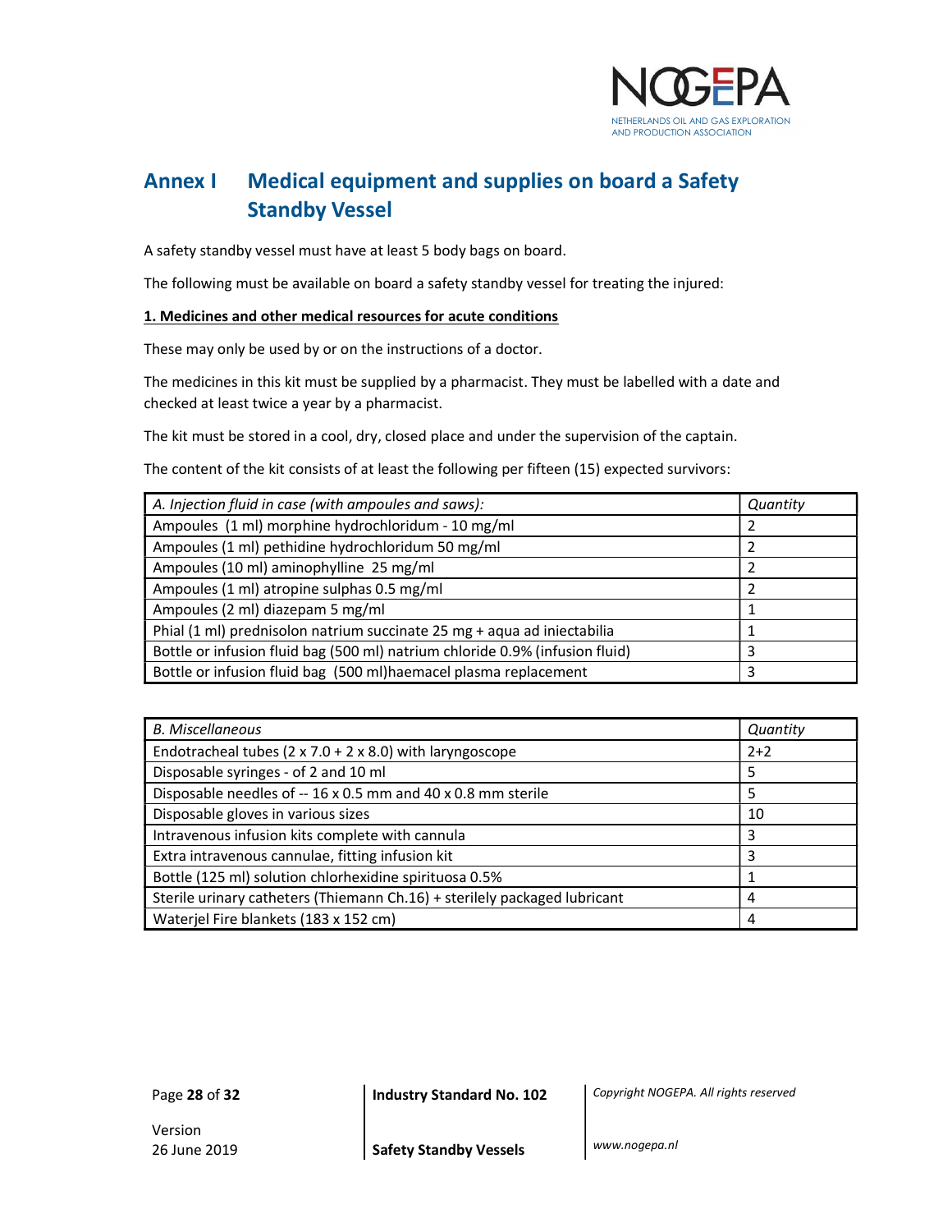# Annex I Medical equipment and supplies on board a Safety Standby Vessel

A safety standby vessel must have at least 5 body bags on board.

The following must be available on board a safety standby vessel for treating the injured:

**1. Medicines and other medical resources for acute conditions**

These may only be used by or on the instructions of a doctor.

The medicines in this kit must be supplied by a pharmacist. They must be labelled with a date and checked at least twice a year by a pharmacist.

The kit must be stored in a cool, dry, closed place and under the supervision of the captain.

The content of the kit consists of at least the following per fifteen (15) expected survivors:

| *A. Injection fluid in case (with ampoules and saws):* | *Quantity* |
|---|---|
| Ampoules (1 ml) morphine hydrochloridum - 10 mg/ml | 2 |
| Ampoules (1 ml) pethidine hydrochloridum 50 mg/ml | 2 |
| Ampoules (10 ml) aminophylline 25 mg/ml | 2 |
| Ampoules (1 ml) atropine sulphas 0.5 mg/ml | 2 |
| Ampoules (2 ml) diazepam 5 mg/ml | 1 |
| Phial (1 ml) prednisolon natrium succinate 25 mg + aqua ad iniectabilia | 1 |
| Bottle or infusion fluid bag (500 ml) natrium chloride 0.9% (infusion fluid) | 3 |
| Bottle or infusion fluid bag (500 ml)haemacel plasma replacement | 3 |

| *B. Miscellaneous* | *Quantity* |
|---|---|
| Endotracheal tubes (2 x 7.0 + 2 x 8.0) with laryngoscope | 2+2 |
| Disposable syringes - of 2 and 10 ml | 5 |
| Disposable needles of -- 16 x 0.5 mm and 40 x 0.8 mm sterile | 5 |
| Disposable gloves in various sizes | 10 |
| Intravenous infusion kits complete with cannula | 3 |
| Extra intravenous cannulae, fitting infusion kit | 3 |
| Bottle (125 ml) solution chlorhexidine spirituosa 0.5% | 1 |
| Sterile urinary catheters (Thiemann Ch.16) + sterilely packaged lubricant | 4 |
| Waterjel Fire blankets (183 x 152 cm) | 4 |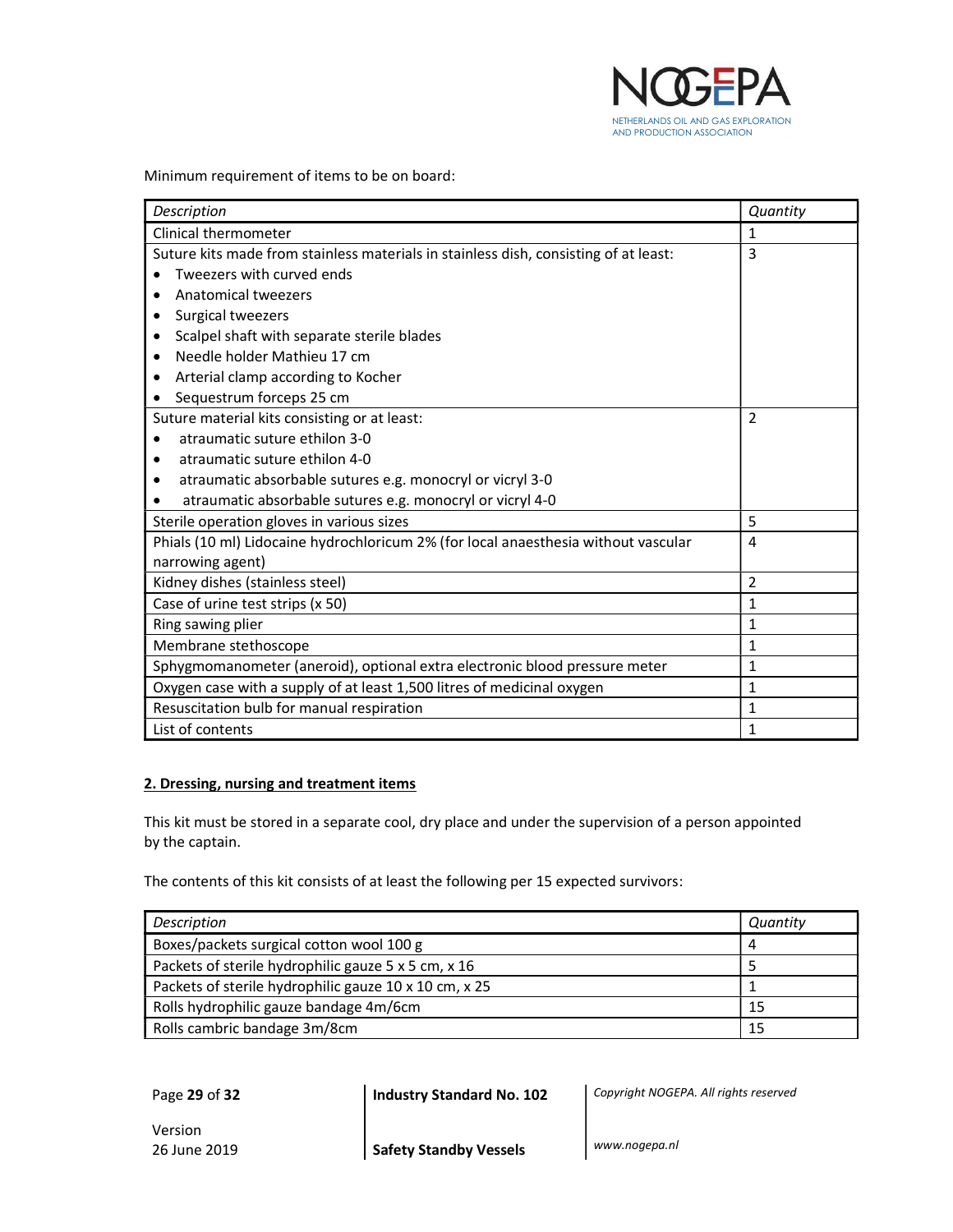Minimum requirement of items to be on board:

| *Description* | *Quantity* |
|---|---|
| Clinical thermometer | 1 |
| Suture kits made from stainless materials in stainless dish, consisting of at least:<br>• Tweezers with curved ends<br>• Anatomical tweezers<br>• Surgical tweezers<br>• Scalpel shaft with separate sterile blades<br>• Needle holder Mathieu 17 cm<br>• Arterial clamp according to Kocher<br>• Sequestrum forceps 25 cm | 3 |
| Suture material kits consisting or at least:<br>• atraumatic suture ethilon 3-0<br>• atraumatic suture ethilon 4-0<br>• atraumatic absorbable sutures e.g. monocryl or vicryl 3-0<br>• atraumatic absorbable sutures e.g. monocryl or vicryl 4-0 | 2 |
| Sterile operation gloves in various sizes | 5 |
| Phials (10 ml) Lidocaine hydrochloricum 2% (for local anaesthesia without vascular narrowing agent) | 4 |
| Kidney dishes (stainless steel) | 2 |
| Case of urine test strips (x 50) | 1 |
| Ring sawing plier | 1 |
| Membrane stethoscope | 1 |
| Sphygmomanometer (aneroid), optional extra electronic blood pressure meter | 1 |
| Oxygen case with a supply of at least 1,500 litres of medicinal oxygen | 1 |
| Resuscitation bulb for manual respiration | 1 |
| List of contents | 1 |

**2. Dressing, nursing and treatment items**

This kit must be stored in a separate cool, dry place and under the supervision of a person appointed by the captain.

The contents of this kit consists of at least the following per 15 expected survivors:

| *Description* | *Quantity* |
|---|---|
| Boxes/packets surgical cotton wool 100 g | 4 |
| Packets of sterile hydrophilic gauze 5 x 5 cm, x 16 | 5 |
| Packets of sterile hydrophilic gauze 10 x 10 cm, x 25 | 1 |
| Rolls hydrophilic gauze bandage 4m/6cm | 15 |
| Rolls cambric bandage 3m/8cm | 15 |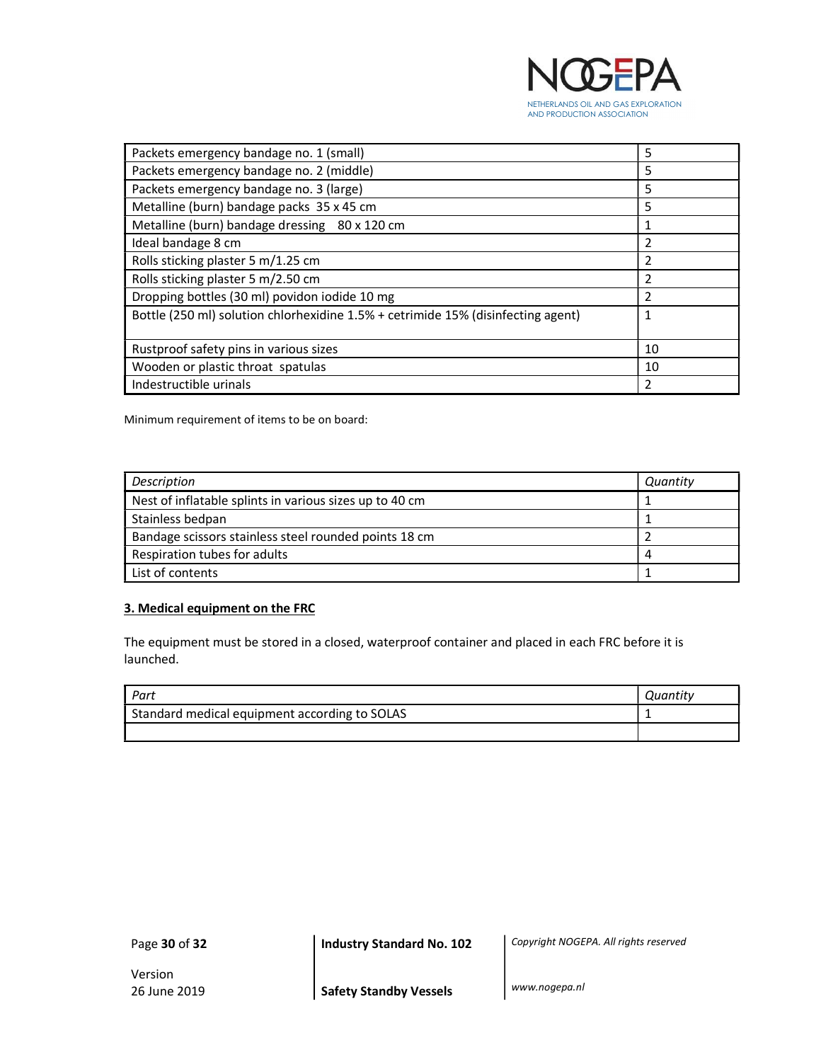| | |
|---|---|
| Packets emergency bandage no. 1 (small) | 5 |
| Packets emergency bandage no. 2 (middle) | 5 |
| Packets emergency bandage no. 3 (large) | 5 |
| Metalline (burn) bandage packs 35 x 45 cm | 5 |
| Metalline (burn) bandage dressing 80 x 120 cm | 1 |
| Ideal bandage 8 cm | 2 |
| Rolls sticking plaster 5 m/1.25 cm | 2 |
| Rolls sticking plaster 5 m/2.50 cm | 2 |
| Dropping bottles (30 ml) povidon iodide 10 mg | 2 |
| Bottle (250 ml) solution chlorhexidine 1.5% + cetrimide 15% (disinfecting agent) | 1 |
| Rustproof safety pins in various sizes | 10 |
| Wooden or plastic throat spatulas | 10 |
| Indestructible urinals | 2 |

Minimum requirement of items to be on board:

| *Description* | *Quantity* |
|---|---|
| Nest of inflatable splints in various sizes up to 40 cm | 1 |
| Stainless bedpan | 1 |
| Bandage scissors stainless steel rounded points 18 cm | 2 |
| Respiration tubes for adults | 4 |
| List of contents | 1 |

## 3. Medical equipment on the FRC

The equipment must be stored in a closed, waterproof container and placed in each FRC before it is launched.

| *Part* | *Quantity* |
|---|---|
| Standard medical equipment according to SOLAS | 1 |
| | |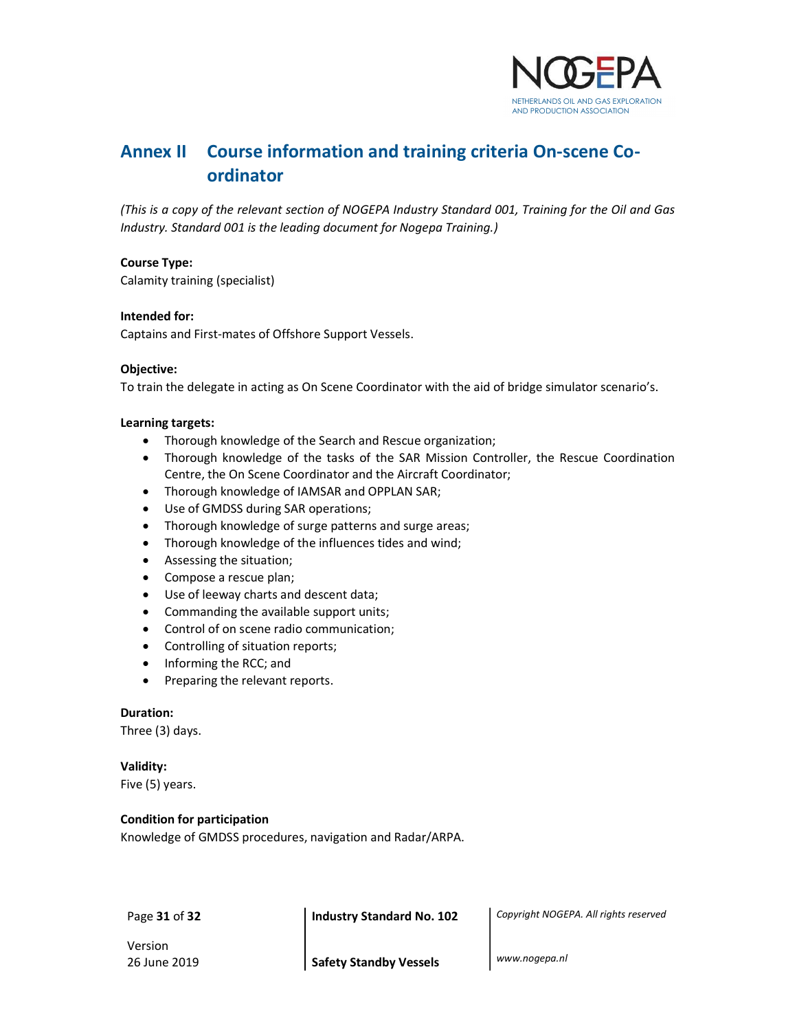# Annex II Course information and training criteria On-scene Co-ordinator

*(This is a copy of the relevant section of NOGEPA Industry Standard 001, Training for the Oil and Gas Industry. Standard 001 is the leading document for Nogepa Training.)*

**Course Type:**
Calamity training (specialist)

**Intended for:**
Captains and First-mates of Offshore Support Vessels.

**Objective:**
To train the delegate in acting as On Scene Coordinator with the aid of bridge simulator scenario's.

**Learning targets:**

- Thorough knowledge of the Search and Rescue organization;
- Thorough knowledge of the tasks of the SAR Mission Controller, the Rescue Coordination Centre, the On Scene Coordinator and the Aircraft Coordinator;
- Thorough knowledge of IAMSAR and OPPLAN SAR;
- Use of GMDSS during SAR operations;
- Thorough knowledge of surge patterns and surge areas;
- Thorough knowledge of the influences tides and wind;
- Assessing the situation;
- Compose a rescue plan;
- Use of leeway charts and descent data;
- Commanding the available support units;
- Control of on scene radio communication;
- Controlling of situation reports;
- Informing the RCC; and
- Preparing the relevant reports.

**Duration:**
Three (3) days.

**Validity:**
Five (5) years.

**Condition for participation**
Knowledge of GMDSS procedures, navigation and Radar/ARPA.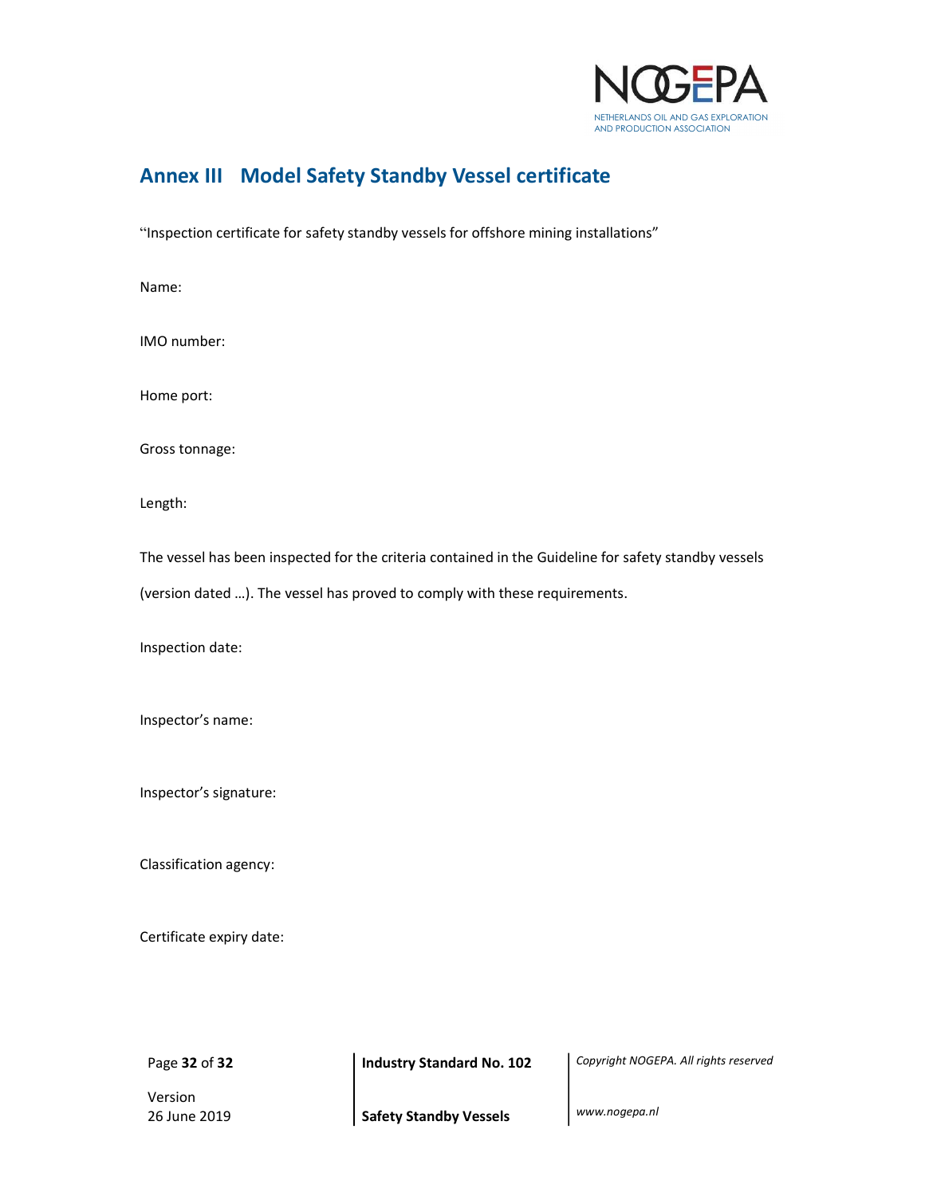## Annex III Model Safety Standby Vessel certificate

"Inspection certificate for safety standby vessels for offshore mining installations"

Name:

IMO number:

Home port:

Gross tonnage:

Length:

The vessel has been inspected for the criteria contained in the Guideline for safety standby vessels (version dated …). The vessel has proved to comply with these requirements.

Inspection date:

Inspector's name:

Inspector's signature:

Classification agency:

Certificate expiry date: